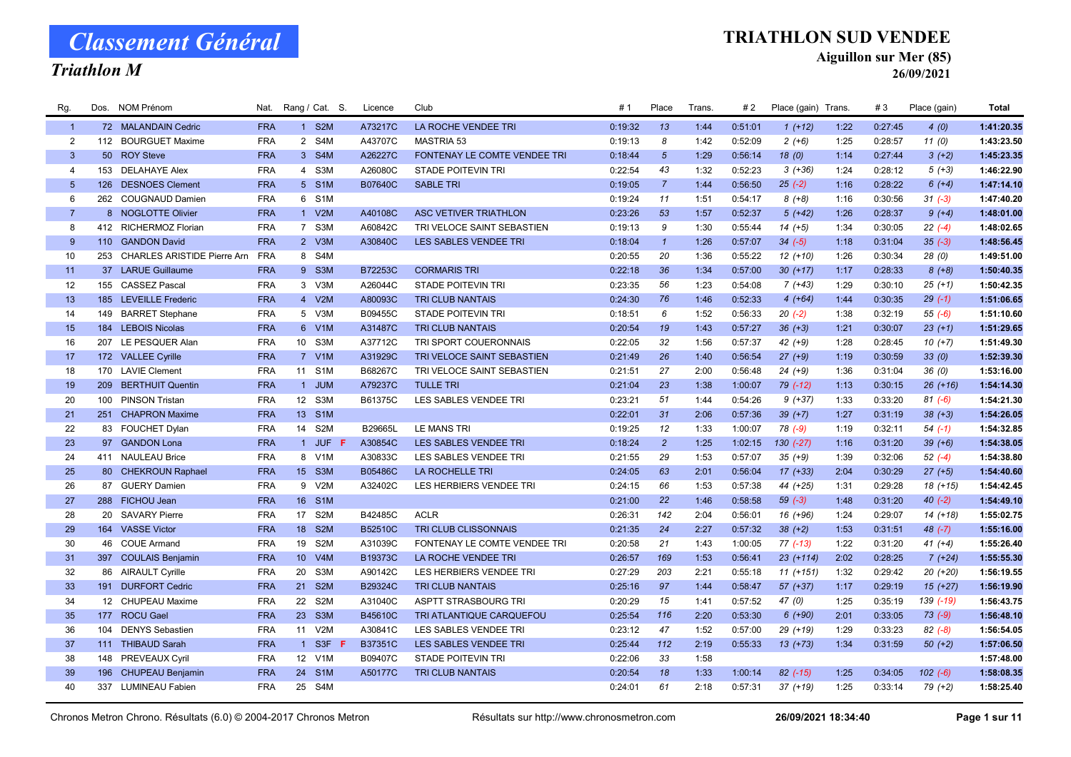# Classement Général

## Triathlon M

## TRIATHLON SUD VENDEE

**Aiguillon sur Mer (85)**

**26/09/2021**

| Rg. | Dos. | NOM Prénom | Nat. | Rang / Cat. | S. | Licence | Club | # 1 | Place | Trans. | # 2 | Place (gain) | Trans. | # 3 | Place (gain) | Total |
|---|---|---|---|---|---|---|---|---|---|---|---|---|---|---|---|---|
| 1 | 72 | MALANDAIN Cedric | FRA | 1 S2M | | A73217C | LA ROCHE VENDEE TRI | 0:19:32 | 13 | 1:44 | 0:51:01 | 1 (+12) | 1:22 | 0:27:45 | 4 (0) | 1:41:20.35 |
| 2 | 112 | BOURGUET Maxime | FRA | 2 S4M | | A43707C | MASTRIA 53 | 0:19:13 | 8 | 1:42 | 0:52:09 | 2 (+6) | 1:25 | 0:28:57 | 11 (0) | 1:43:23.50 |
| 3 | 50 | ROY Steve | FRA | 3 S4M | | A26227C | FONTENAY LE COMTE VENDEE TRI | 0:18:44 | 5 | 1:29 | 0:56:14 | 18 (0) | 1:14 | 0:27:44 | 3 (+2) | 1:45:23.35 |
| 4 | 153 | DELAHAYE Alex | FRA | 4 S3M | | A26080C | STADE POITEVIN TRI | 0:22:54 | 43 | 1:32 | 0:52:23 | 3 (+36) | 1:24 | 0:28:12 | 5 (+3) | 1:46:22.90 |
| 5 | 126 | DESNOES Clement | FRA | 5 S1M | | B07640C | SABLE TRI | 0:19:05 | 7 | 1:44 | 0:56:50 | 25 (-2) | 1:16 | 0:28:22 | 6 (+4) | 1:47:14.10 |
| 6 | 262 | COUGNAUD Damien | FRA | 6 S1M | | | | 0:19:24 | 11 | 1:51 | 0:54:17 | 8 (+8) | 1:16 | 0:30:56 | 31 (-3) | 1:47:40.20 |
| 7 | 8 | NOGLOTTE Olivier | FRA | 1 V2M | | A40108C | ASC VETIVER TRIATHLON | 0:23:26 | 53 | 1:57 | 0:52:37 | 5 (+42) | 1:26 | 0:28:37 | 9 (+4) | 1:48:01.00 |
| 8 | 412 | RICHERMOZ Florian | FRA | 7 S3M | | A60842C | TRI VELOCE SAINT SEBASTIEN | 0:19:13 | 9 | 1:30 | 0:55:44 | 14 (+5) | 1:34 | 0:30:05 | 22 (-4) | 1:48:02.65 |
| 9 | 110 | GANDON David | FRA | 2 V3M | | A30840C | LES SABLES VENDEE TRI | 0:18:04 | 1 | 1:26 | 0:57:07 | 34 (-5) | 1:18 | 0:31:04 | 35 (-3) | 1:48:56.45 |
| 10 | 253 | CHARLES ARISTIDE Pierre Arn | FRA | 8 S4M | | | | 0:20:55 | 20 | 1:36 | 0:55:22 | 12 (+10) | 1:26 | 0:30:34 | 28 (0) | 1:49:51.00 |
| 11 | 37 | LARUE Guillaume | FRA | 9 S3M | | B72253C | CORMARIS TRI | 0:22:18 | 36 | 1:34 | 0:57:00 | 30 (+17) | 1:17 | 0:28:33 | 8 (+8) | 1:50:40.35 |
| 12 | 155 | CASSEZ Pascal | FRA | 3 V3M | | A26044C | STADE POITEVIN TRI | 0:23:35 | 56 | 1:23 | 0:54:08 | 7 (+43) | 1:29 | 0:30:10 | 25 (+1) | 1:50:42.35 |
| 13 | 185 | LEVEILLE Frederic | FRA | 4 V2M | | A80093C | TRI CLUB NANTAIS | 0:24:30 | 76 | 1:46 | 0:52:33 | 4 (+64) | 1:44 | 0:30:35 | 29 (-1) | 1:51:06.65 |
| 14 | 149 | BARRET Stephane | FRA | 5 V3M | | B09455C | STADE POITEVIN TRI | 0:18:51 | 6 | 1:52 | 0:56:33 | 20 (-2) | 1:38 | 0:32:19 | 55 (-6) | 1:51:10.60 |
| 15 | 184 | LEBOIS Nicolas | FRA | 6 V1M | | A31487C | TRI CLUB NANTAIS | 0:20:54 | 19 | 1:43 | 0:57:27 | 36 (+3) | 1:21 | 0:30:07 | 23 (+1) | 1:51:29.65 |
| 16 | 207 | LE PESQUER Alan | FRA | 10 S3M | | A37712C | TRI SPORT COUERONNAIS | 0:22:05 | 32 | 1:56 | 0:57:37 | 42 (+9) | 1:28 | 0:28:45 | 10 (+7) | 1:51:49.30 |
| 17 | 172 | VALLEE Cyrille | FRA | 7 V1M | | A31929C | TRI VELOCE SAINT SEBASTIEN | 0:21:49 | 26 | 1:40 | 0:56:54 | 27 (+9) | 1:19 | 0:30:59 | 33 (0) | 1:52:39.30 |
| 18 | 170 | LAVIE Clement | FRA | 11 S1M | | B68267C | TRI VELOCE SAINT SEBASTIEN | 0:21:51 | 27 | 2:00 | 0:56:48 | 24 (+9) | 1:36 | 0:31:04 | 36 (0) | 1:53:16.00 |
| 19 | 209 | BERTHUIT Quentin | FRA | 1 JUM | | A79237C | TULLE TRI | 0:21:04 | 23 | 1:38 | 1:00:07 | 79 (-12) | 1:13 | 0:30:15 | 26 (+16) | 1:54:14.30 |
| 20 | 100 | PINSON Tristan | FRA | 12 S3M | | B61375C | LES SABLES VENDEE TRI | 0:23:21 | 51 | 1:44 | 0:54:26 | 9 (+37) | 1:33 | 0:33:20 | 81 (-6) | 1:54:21.30 |
| 21 | 251 | CHAPRON Maxime | FRA | 13 S1M | | | | 0:22:01 | 31 | 2:06 | 0:57:36 | 39 (+7) | 1:27 | 0:31:19 | 38 (+3) | 1:54:26.05 |
| 22 | 83 | FOUCHET Dylan | FRA | 14 S2M | | B29665L | LE MANS TRI | 0:19:25 | 12 | 1:33 | 1:00:07 | 78 (-9) | 1:19 | 0:32:11 | 54 (-1) | 1:54:32.85 |
| 23 | 97 | GANDON Lona | FRA | 1 JUF | F | A30854C | LES SABLES VENDEE TRI | 0:18:24 | 2 | 1:25 | 1:02:15 | 130 (-27) | 1:16 | 0:31:20 | 39 (+6) | 1:54:38.05 |
| 24 | 411 | NAULEAU Brice | FRA | 8 V1M | | A30833C | LES SABLES VENDEE TRI | 0:21:55 | 29 | 1:53 | 0:57:07 | 35 (+9) | 1:39 | 0:32:06 | 52 (-4) | 1:54:38.80 |
| 25 | 80 | CHEKROUN Raphael | FRA | 15 S3M | | B05486C | LA ROCHELLE TRI | 0:24:05 | 63 | 2:01 | 0:56:04 | 17 (+33) | 2:04 | 0:30:29 | 27 (+5) | 1:54:40.60 |
| 26 | 87 | GUERY Damien | FRA | 9 V2M | | A32402C | LES HERBIERS VENDEE TRI | 0:24:15 | 66 | 1:53 | 0:57:38 | 44 (+25) | 1:31 | 0:29:28 | 18 (+15) | 1:54:42.45 |
| 27 | 288 | FICHOU Jean | FRA | 16 S1M | | | | 0:21:00 | 22 | 1:46 | 0:58:58 | 59 (-3) | 1:48 | 0:31:20 | 40 (-2) | 1:54:49.10 |
| 28 | 20 | SAVARY Pierre | FRA | 17 S2M | | B42485C | ACLR | 0:26:31 | 142 | 2:04 | 0:56:01 | 16 (+96) | 1:24 | 0:29:07 | 14 (+18) | 1:55:02.75 |
| 29 | 164 | VASSE Victor | FRA | 18 S2M | | B52510C | TRI CLUB CLISSONNAIS | 0:21:35 | 24 | 2:27 | 0:57:32 | 38 (+2) | 1:53 | 0:31:51 | 48 (-7) | 1:55:16.00 |
| 30 | 46 | COUE Armand | FRA | 19 S2M | | A31039C | FONTENAY LE COMTE VENDEE TRI | 0:20:58 | 21 | 1:43 | 1:00:05 | 77 (-13) | 1:22 | 0:31:20 | 41 (+4) | 1:55:26.40 |
| 31 | 397 | COULAIS Benjamin | FRA | 10 V4M | | B19373C | LA ROCHE VENDEE TRI | 0:26:57 | 169 | 1:53 | 0:56:41 | 23 (+114) | 2:02 | 0:28:25 | 7 (+24) | 1:55:55.30 |
| 32 | 86 | AIRAULT Cyrille | FRA | 20 S3M | | A90142C | LES HERBIERS VENDEE TRI | 0:27:29 | 203 | 2:21 | 0:55:18 | 11 (+151) | 1:32 | 0:29:42 | 20 (+20) | 1:56:19.55 |
| 33 | 191 | DURFORT Cedric | FRA | 21 S2M | | B29324C | TRI CLUB NANTAIS | 0:25:16 | 97 | 1:44 | 0:58:47 | 57 (+37) | 1:17 | 0:29:19 | 15 (+27) | 1:56:19.90 |
| 34 | 12 | CHUPEAU Maxime | FRA | 22 S2M | | A31040C | ASPTT STRASBOURG TRI | 0:20:29 | 15 | 1:41 | 0:57:52 | 47 (0) | 1:25 | 0:35:19 | 139 (-19) | 1:56:43.75 |
| 35 | 177 | ROCU Gael | FRA | 23 S3M | | B45610C | TRI ATLANTIQUE CARQUEFOU | 0:25:54 | 116 | 2:20 | 0:53:30 | 6 (+90) | 2:01 | 0:33:05 | 73 (-9) | 1:56:48.10 |
| 36 | 104 | DENYS Sebastien | FRA | 11 V2M | | A30841C | LES SABLES VENDEE TRI | 0:23:12 | 47 | 1:52 | 0:57:00 | 29 (+19) | 1:29 | 0:33:23 | 82 (-8) | 1:56:54.05 |
| 37 | 111 | THIBAUD Sarah | FRA | 1 S3F | F | B37351C | LES SABLES VENDEE TRI | 0:25:44 | 112 | 2:19 | 0:55:33 | 13 (+73) | 1:34 | 0:31:59 | 50 (+2) | 1:57:06.50 |
| 38 | 148 | PREVEAUX Cyril | FRA | 12 V1M | | B09407C | STADE POITEVIN TRI | 0:22:06 | 33 | 1:58 | | | | | | 1:57:48.00 |
| 39 | 196 | CHUPEAU Benjamin | FRA | 24 S1M | | A50177C | TRI CLUB NANTAIS | 0:20:54 | 18 | 1:33 | 1:00:14 | 82 (-15) | 1:25 | 0:34:05 | 102 (-6) | 1:58:08.35 |
| 40 | 337 | LUMINEAU Fabien | FRA | 25 S4M | | | | 0:24:01 | 61 | 2:18 | 0:57:31 | 37 (+19) | 1:25 | 0:33:14 | 79 (+2) | 1:58:25.40 |

Chronos Metron Chrono. Résultats (6.0) © 2004-2017 Chronos Metron — Résultats sur http://www.chronosmetron.com — 26/09/2021 18:34:40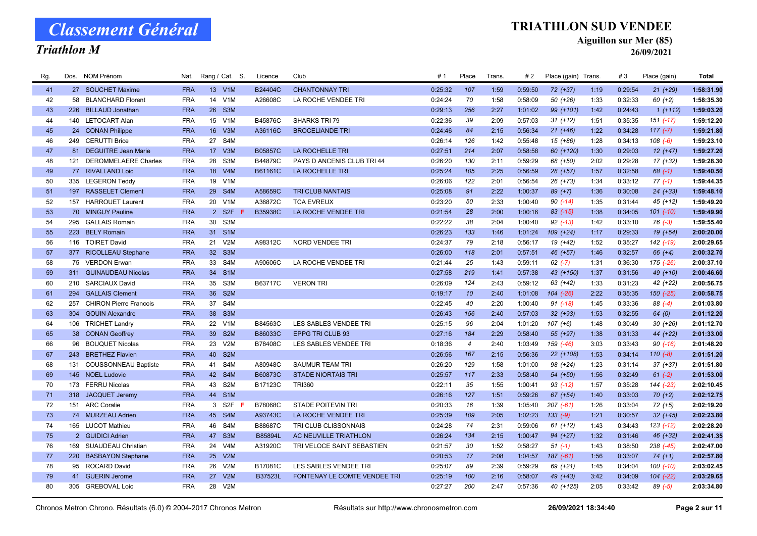# Classement Général

## Triathlon M

**TRIATHLON SUD VENDEE**

**Aiguillon sur Mer (85)**

**26/09/2021**

| Rg. | Dos. | NOM Prénom | Nat. | Rang / Cat. | S. | Licence | Club | # 1 | Place | Trans. | # 2 | Place (gain) | Trans. | # 3 | Place (gain) | Total |
|---|---|---|---|---|---|---|---|---|---|---|---|---|---|---|---|---|
| 41 | 27 | SOUCHET Maxime | FRA | 13 V1M | | B24404C | CHANTONNAY TRI | 0:25:32 | 107 | 1:59 | 0:59:50 | 72 (+37) | 1:19 | 0:29:54 | 21 (+29) | 1:58:31.90 |
| 42 | 58 | BLANCHARD Florent | FRA | 14 V1M | | A26608C | LA ROCHE VENDEE TRI | 0:24:24 | 70 | 1:58 | 0:58:09 | 50 (+26) | 1:33 | 0:32:33 | 60 (+2) | 1:58:35.30 |
| 43 | 226 | BILLAUD Jonathan | FRA | 26 S3M | | | | 0:29:13 | 256 | 2:27 | 1:01:02 | 99 (+101) | 1:42 | 0:24:43 | 1 (+112) | 1:59:03.20 |
| 44 | 140 | LETOCART Alan | FRA | 15 V1M | | B45876C | SHARKS TRI 79 | 0:22:36 | 39 | 2:09 | 0:57:03 | 31 (+12) | 1:51 | 0:35:35 | 151 (-17) | 1:59:12.20 |
| 45 | 24 | CONAN Philippe | FRA | 16 V3M | | A36116C | BROCELIANDE TRI | 0:24:46 | 84 | 2:15 | 0:56:34 | 21 (+46) | 1:22 | 0:34:28 | 117 (-7) | 1:59:21.80 |
| 46 | 249 | CERUTTI Brice | FRA | 27 S4M | | | | 0:26:14 | 126 | 1:42 | 0:55:48 | 15 (+86) | 1:28 | 0:34:13 | 108 (-6) | 1:59:23.10 |
| 47 | 81 | DEGUITRE Jean Marie | FRA | 17 V3M | | B05857C | LA ROCHELLE TRI | 0:27:51 | 214 | 2:07 | 0:58:58 | 60 (+120) | 1:30 | 0:29:03 | 12 (+47) | 1:59:27.20 |
| 48 | 121 | DEROMMELAERE Charles | FRA | 28 S3M | | B44879C | PAYS D ANCENIS CLUB TRI 44 | 0:26:20 | 130 | 2:11 | 0:59:29 | 68 (+50) | 2:02 | 0:29:28 | 17 (+32) | 1:59:28.30 |
| 49 | 77 | RIVALLAND Loic | FRA | 18 V4M | | B61161C | LA ROCHELLE TRI | 0:25:24 | 105 | 2:25 | 0:56:59 | 28 (+57) | 1:57 | 0:32:58 | 68 (-1) | 1:59:40.50 |
| 50 | 335 | LEGERON Teddy | FRA | 19 V1M | | | | 0:26:06 | 122 | 2:01 | 0:56:54 | 26 (+73) | 1:34 | 0:33:12 | 77 (-1) | 1:59:44.35 |
| 51 | 197 | RASSELET Clement | FRA | 29 S4M | | A58659C | TRI CLUB NANTAIS | 0:25:08 | 91 | 2:22 | 1:00:37 | 89 (+7) | 1:36 | 0:30:08 | 24 (+33) | 1:59:48.10 |
| 52 | 157 | HARROUET Laurent | FRA | 20 V1M | | A36872C | TCA EVREUX | 0:23:20 | 50 | 2:33 | 1:00:40 | 90 (-14) | 1:35 | 0:31:44 | 45 (+12) | 1:59:49.20 |
| 53 | 70 | MINGUY Pauline | FRA | 2 S2F | F | B35938C | LA ROCHE VENDEE TRI | 0:21:54 | 28 | 2:00 | 1:00:16 | 83 (-15) | 1:38 | 0:34:05 | 101 (-10) | 1:59:49.90 |
| 54 | 295 | GALLAIS Romain | FRA | 30 S3M | | | | 0:22:22 | 38 | 2:04 | 1:00:40 | 92 (-13) | 1:42 | 0:33:10 | 76 (-3) | 1:59:55.40 |
| 55 | 223 | BELY Romain | FRA | 31 S1M | | | | 0:26:23 | 133 | 1:46 | 1:01:24 | 109 (+24) | 1:17 | 0:29:33 | 19 (+54) | 2:00:20.00 |
| 56 | 116 | TOIRET David | FRA | 21 V2M | | A98312C | NORD VENDEE TRI | 0:24:37 | 79 | 2:18 | 0:56:17 | 19 (+42) | 1:52 | 0:35:27 | 142 (-19) | 2:00:29.65 |
| 57 | 377 | RICOLLEAU Stephane | FRA | 32 S3M | | | | 0:26:00 | 118 | 2:01 | 0:57:51 | 46 (+57) | 1:46 | 0:32:57 | 66 (+4) | 2:00:32.70 |
| 58 | 75 | VERDON Erwan | FRA | 33 S4M | | A90606C | LA ROCHE VENDEE TRI | 0:21:44 | 25 | 1:43 | 0:59:11 | 62 (-7) | 1:31 | 0:36:30 | 175 (-26) | 2:00:37.10 |
| 59 | 311 | GUINAUDEAU Nicolas | FRA | 34 S1M | | | | 0:27:58 | 219 | 1:41 | 0:57:38 | 43 (+150) | 1:37 | 0:31:56 | 49 (+10) | 2:00:46.60 |
| 60 | 210 | SARCIAUX David | FRA | 35 S3M | | B63717C | VERON TRI | 0:26:09 | 124 | 2:43 | 0:59:12 | 63 (+42) | 1:33 | 0:31:23 | 42 (+22) | 2:00:56.75 |
| 61 | 294 | GALLAIS Clement | FRA | 36 S2M | | | | 0:19:17 | 10 | 2:40 | 1:01:08 | 104 (-26) | 2:22 | 0:35:35 | 150 (-25) | 2:00:58.75 |
| 62 | 257 | CHIRON Pierre Francois | FRA | 37 S4M | | | | 0:22:45 | 40 | 2:20 | 1:00:40 | 91 (-18) | 1:45 | 0:33:36 | 88 (-4) | 2:01:03.80 |
| 63 | 304 | GOUIN Alexandre | FRA | 38 S3M | | | | 0:26:43 | 156 | 2:40 | 0:57:03 | 32 (+93) | 1:53 | 0:32:55 | 64 (0) | 2:01:12.20 |
| 64 | 106 | TRICHET Landry | FRA | 22 V1M | | B84563C | LES SABLES VENDEE TRI | 0:25:15 | 96 | 2:04 | 1:01:20 | 107 (+6) | 1:48 | 0:30:49 | 30 (+26) | 2:01:12.70 |
| 65 | 38 | CONAN Geoffrey | FRA | 39 S2M | | B86033C | EPPG TRI CLUB 93 | 0:27:16 | 184 | 2:29 | 0:58:40 | 55 (+97) | 1:38 | 0:31:33 | 44 (+22) | 2:01:33.00 |
| 66 | 96 | BOUQUET Nicolas | FRA | 23 V2M | | B78408C | LES SABLES VENDEE TRI | 0:18:36 | 4 | 2:40 | 1:03:49 | 159 (-46) | 3:03 | 0:33:43 | 90 (-16) | 2:01:48.20 |
| 67 | 243 | BRETHEZ Flavien | FRA | 40 S2M | | | | 0:26:56 | 167 | 2:15 | 0:56:36 | 22 (+108) | 1:53 | 0:34:14 | 110 (-8) | 2:01:51.20 |
| 68 | 131 | COUSSONNEAU Baptiste | FRA | 41 S4M | | A80948C | SAUMUR TEAM TRI | 0:26:20 | 129 | 1:58 | 1:01:00 | 98 (+24) | 1:23 | 0:31:14 | 37 (+37) | 2:01:51.80 |
| 69 | 145 | NOEL Ludovic | FRA | 42 S4M | | B60873C | STADE NIORTAIS TRI | 0:25:57 | 117 | 2:33 | 0:58:40 | 54 (+50) | 1:56 | 0:32:49 | 61 (-2) | 2:01:53.00 |
| 70 | 173 | FERRU Nicolas | FRA | 43 S2M | | B17123C | TRI360 | 0:22:11 | 35 | 1:55 | 1:00:41 | 93 (-12) | 1:57 | 0:35:28 | 144 (-23) | 2:02:10.45 |
| 71 | 318 | JACQUET Jeremy | FRA | 44 S1M | | | | 0:26:16 | 127 | 1:51 | 0:59:26 | 67 (+54) | 1:40 | 0:33:03 | 70 (+2) | 2:02:12.75 |
| 72 | 151 | ARC Coralie | FRA | 3 S2F | F | B78068C | STADE POITEVIN TRI | 0:20:33 | 16 | 1:39 | 1:05:40 | 207 (-61) | 1:26 | 0:33:04 | 72 (+5) | 2:02:19.20 |
| 73 | 74 | MURZEAU Adrien | FRA | 45 S4M | | A93743C | LA ROCHE VENDEE TRI | 0:25:39 | 109 | 2:05 | 1:02:23 | 133 (-9) | 1:21 | 0:30:57 | 32 (+45) | 2:02:23.80 |
| 74 | 165 | LUCOT Mathieu | FRA | 46 S4M | | B88687C | TRI CLUB CLISSONNAIS | 0:24:28 | 74 | 2:31 | 0:59:06 | 61 (+12) | 1:43 | 0:34:43 | 123 (-12) | 2:02:28.20 |
| 75 | 2 | GUIDICI Adrien | FRA | 47 S3M | | B85894L | AC NEUVILLE TRIATHLON | 0:26:24 | 134 | 2:15 | 1:00:47 | 94 (+27) | 1:32 | 0:31:46 | 46 (+32) | 2:02:41.35 |
| 76 | 169 | SUAUDEAU Christian | FRA | 24 V4M | | A31920C | TRI VELOCE SAINT SEBASTIEN | 0:21:57 | 30 | 1:52 | 0:58:27 | 51 (-1) | 1:43 | 0:38:50 | 238 (-45) | 2:02:47.00 |
| 77 | 220 | BASBAYON Stephane | FRA | 25 V2M | | | | 0:20:53 | 17 | 2:08 | 1:04:57 | 187 (-61) | 1:56 | 0:33:07 | 74 (+1) | 2:02:57.80 |
| 78 | 95 | ROCARD David | FRA | 26 V2M | | B17081C | LES SABLES VENDEE TRI | 0:25:07 | 89 | 2:39 | 0:59:29 | 69 (+21) | 1:45 | 0:34:04 | 100 (-10) | 2:03:02.45 |
| 79 | 41 | GUERIN Jerome | FRA | 27 V2M | | B37523L | FONTENAY LE COMTE VENDEE TRI | 0:25:19 | 100 | 2:16 | 0:58:07 | 49 (+43) | 3:42 | 0:34:09 | 104 (-22) | 2:03:29.65 |
| 80 | 305 | GREBOVAL Loic | FRA | 28 V2M | | | | 0:27:27 | 200 | 2:47 | 0:57:36 | 40 (+125) | 2:05 | 0:33:42 | 89 (-5) | 2:03:34.80 |

Chronos Metron Chrono. Résultats (6.0) © 2004-2017 Chronos Metron — Résultats sur http://www.chronosmetron.com — 26/09/2021 18:34:40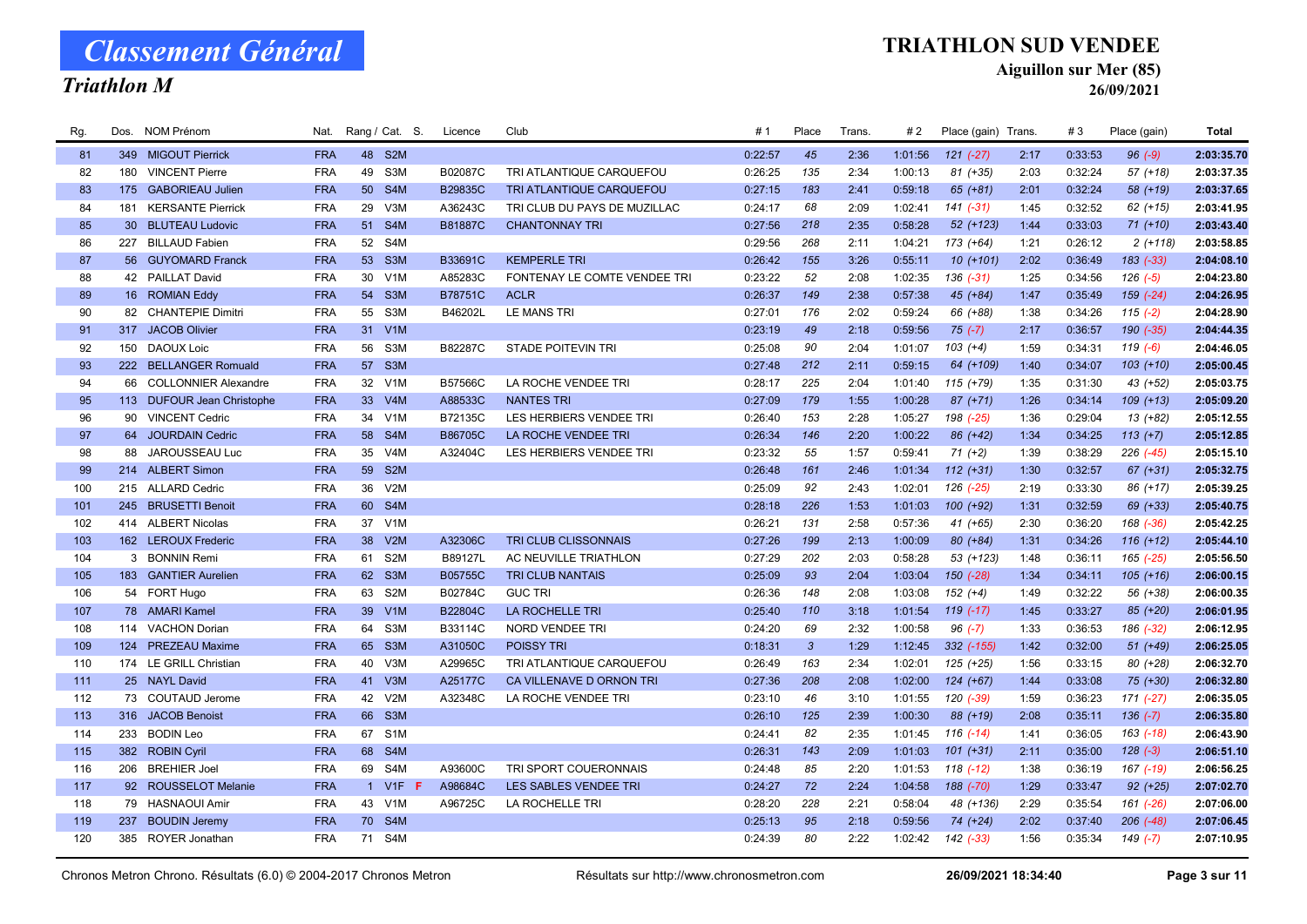# Classement Général

## Triathlon M

## TRIATHLON SUD VENDEE

### Aiguillon sur Mer (85)

### 26/09/2021

| Rg. | Dos. | NOM Prénom | Nat. | Rang / Cat. | S. | Licence | Club | # 1 | Place | Trans. | # 2 | Place (gain) | Trans. | # 3 | Place (gain) | Total |
|---|---|---|---|---|---|---|---|---|---|---|---|---|---|---|---|---|
| 81 | 349 | MIGOUT Pierrick | FRA | 48 S2M | | | | 0:22:57 | 45 | 2:36 | 1:01:56 | 121 (-27) | 2:17 | 0:33:53 | 96 (-9) | 2:03:35.70 |
| 82 | 180 | VINCENT Pierre | FRA | 49 S3M | | B02087C | TRI ATLANTIQUE CARQUEFOU | 0:26:25 | 135 | 2:34 | 1:00:13 | 81 (+35) | 2:03 | 0:32:24 | 57 (+18) | 2:03:37.35 |
| 83 | 175 | GABORIEAU Julien | FRA | 50 S4M | | B29835C | TRI ATLANTIQUE CARQUEFOU | 0:27:15 | 183 | 2:41 | 0:59:18 | 65 (+81) | 2:01 | 0:32:24 | 58 (+19) | 2:03:37.65 |
| 84 | 181 | KERSANTE Pierrick | FRA | 29 V3M | | A36243C | TRI CLUB DU PAYS DE MUZILLAC | 0:24:17 | 68 | 2:09 | 1:02:41 | 141 (-31) | 1:45 | 0:32:52 | 62 (+15) | 2:03:41.95 |
| 85 | 30 | BLUTEAU Ludovic | FRA | 51 S4M | | B81887C | CHANTONNAY TRI | 0:27:56 | 218 | 2:35 | 0:58:28 | 52 (+123) | 1:44 | 0:33:03 | 71 (+10) | 2:03:43.40 |
| 86 | 227 | BILLAUD Fabien | FRA | 52 S4M | | | | 0:29:56 | 268 | 2:11 | 1:04:21 | 173 (+64) | 1:21 | 0:26:12 | 2 (+118) | 2:03:58.85 |
| 87 | 56 | GUYOMARD Franck | FRA | 53 S3M | | B33691C | KEMPERLE TRI | 0:26:42 | 155 | 3:26 | 0:55:11 | 10 (+101) | 2:02 | 0:36:49 | 183 (-33) | 2:04:08.10 |
| 88 | 42 | PAILLAT David | FRA | 30 V1M | | A85283C | FONTENAY LE COMTE VENDEE TRI | 0:23:22 | 52 | 2:08 | 1:02:35 | 136 (-31) | 1:25 | 0:34:56 | 126 (-5) | 2:04:23.80 |
| 89 | 16 | ROMIAN Eddy | FRA | 54 S3M | | B78751C | ACLR | 0:26:37 | 149 | 2:38 | 0:57:38 | 45 (+84) | 1:47 | 0:35:49 | 159 (-24) | 2:04:26.95 |
| 90 | 82 | CHANTEPIE Dimitri | FRA | 55 S3M | | B46202L | LE MANS TRI | 0:27:01 | 176 | 2:02 | 0:59:24 | 66 (+88) | 1:38 | 0:34:26 | 115 (-2) | 2:04:28.90 |
| 91 | 317 | JACOB Olivier | FRA | 31 V1M | | | | 0:23:19 | 49 | 2:18 | 0:59:56 | 75 (-7) | 2:17 | 0:36:57 | 190 (-35) | 2:04:44.35 |
| 92 | 150 | DAOUX Loic | FRA | 56 S3M | | B82287C | STADE POITEVIN TRI | 0:25:08 | 90 | 2:04 | 1:01:07 | 103 (+4) | 1:59 | 0:34:31 | 119 (-6) | 2:04:46.05 |
| 93 | 222 | BELLANGER Romuald | FRA | 57 S3M | | | | 0:27:48 | 212 | 2:11 | 0:59:15 | 64 (+109) | 1:40 | 0:34:07 | 103 (+10) | 2:05:00.45 |
| 94 | 66 | COLLONNIER Alexandre | FRA | 32 V1M | | B57566C | LA ROCHE VENDEE TRI | 0:28:17 | 225 | 2:04 | 1:01:40 | 115 (+79) | 1:35 | 0:31:30 | 43 (+52) | 2:05:03.75 |
| 95 | 113 | DUFOUR Jean Christophe | FRA | 33 V4M | | A88533C | NANTES TRI | 0:27:09 | 179 | 1:55 | 1:00:28 | 87 (+71) | 1:26 | 0:34:14 | 109 (+13) | 2:05:09.20 |
| 96 | 90 | VINCENT Cedric | FRA | 34 V1M | | B72135C | LES HERBIERS VENDEE TRI | 0:26:40 | 153 | 2:28 | 1:05:27 | 198 (-25) | 1:36 | 0:29:04 | 13 (+82) | 2:05:12.55 |
| 97 | 64 | JOURDAIN Cedric | FRA | 58 S4M | | B86705C | LA ROCHE VENDEE TRI | 0:26:34 | 146 | 2:20 | 1:00:22 | 86 (+42) | 1:34 | 0:34:25 | 113 (+7) | 2:05:12.85 |
| 98 | 88 | JAROUSSEAU Luc | FRA | 35 V4M | | A32404C | LES HERBIERS VENDEE TRI | 0:23:32 | 55 | 1:57 | 0:59:41 | 71 (+2) | 1:39 | 0:38:29 | 226 (-45) | 2:05:15.10 |
| 99 | 214 | ALBERT Simon | FRA | 59 S2M | | | | 0:26:48 | 161 | 2:46 | 1:01:34 | 112 (+31) | 1:30 | 0:32:57 | 67 (+31) | 2:05:32.75 |
| 100 | 215 | ALLARD Cedric | FRA | 36 V2M | | | | 0:25:09 | 92 | 2:43 | 1:02:01 | 126 (-25) | 2:19 | 0:33:30 | 86 (+17) | 2:05:39.25 |
| 101 | 245 | BRUSETTI Benoit | FRA | 60 S4M | | | | 0:28:18 | 226 | 1:53 | 1:01:03 | 100 (+92) | 1:31 | 0:32:59 | 69 (+33) | 2:05:40.75 |
| 102 | 414 | ALBERT Nicolas | FRA | 37 V1M | | | | 0:26:21 | 131 | 2:58 | 0:57:36 | 41 (+65) | 2:30 | 0:36:20 | 168 (-36) | 2:05:42.25 |
| 103 | 162 | LEROUX Frederic | FRA | 38 V2M | | A32306C | TRI CLUB CLISSONNAIS | 0:27:26 | 199 | 2:13 | 1:00:09 | 80 (+84) | 1:31 | 0:34:26 | 116 (+12) | 2:05:44.10 |
| 104 | 3 | BONNIN Remi | FRA | 61 S2M | | B89127L | AC NEUVILLE TRIATHLON | 0:27:29 | 202 | 2:03 | 0:58:28 | 53 (+123) | 1:48 | 0:36:11 | 165 (-25) | 2:05:56.50 |
| 105 | 183 | GANTIER Aurelien | FRA | 62 S3M | | B05755C | TRI CLUB NANTAIS | 0:25:09 | 93 | 2:04 | 1:03:04 | 150 (-28) | 1:34 | 0:34:11 | 105 (+16) | 2:06:00.15 |
| 106 | 54 | FORT Hugo | FRA | 63 S2M | | B02784C | GUC TRI | 0:26:36 | 148 | 2:08 | 1:03:08 | 152 (+4) | 1:49 | 0:32:22 | 56 (+38) | 2:06:00.35 |
| 107 | 78 | AMARI Kamel | FRA | 39 V1M | | B22804C | LA ROCHELLE TRI | 0:25:40 | 110 | 3:18 | 1:01:54 | 119 (-17) | 1:45 | 0:33:27 | 85 (+20) | 2:06:01.95 |
| 108 | 114 | VACHON Dorian | FRA | 64 S3M | | B33114C | NORD VENDEE TRI | 0:24:20 | 69 | 2:32 | 1:00:58 | 96 (-7) | 1:33 | 0:36:53 | 186 (-32) | 2:06:12.95 |
| 109 | 124 | PREZEAU Maxime | FRA | 65 S3M | | A31050C | POISSY TRI | 0:18:31 | 3 | 1:29 | 1:12:45 | 332 (-155) | 1:42 | 0:32:00 | 51 (+49) | 2:06:25.05 |
| 110 | 174 | LE GRILL Christian | FRA | 40 V3M | | A29965C | TRI ATLANTIQUE CARQUEFOU | 0:26:49 | 163 | 2:34 | 1:02:01 | 125 (+25) | 1:56 | 0:33:15 | 80 (+28) | 2:06:32.70 |
| 111 | 25 | NAYL David | FRA | 41 V3M | | A25177C | CA VILLENAVE D ORNON TRI | 0:27:36 | 208 | 2:08 | 1:02:00 | 124 (+67) | 1:44 | 0:33:08 | 75 (+30) | 2:06:32.80 |
| 112 | 73 | COUTAUD Jerome | FRA | 42 V2M | | A32348C | LA ROCHE VENDEE TRI | 0:23:10 | 46 | 3:10 | 1:01:55 | 120 (-39) | 1:59 | 0:36:23 | 171 (-27) | 2:06:35.05 |
| 113 | 316 | JACOB Benoist | FRA | 66 S3M | | | | 0:26:10 | 125 | 2:39 | 1:00:30 | 88 (+19) | 2:08 | 0:35:11 | 136 (-7) | 2:06:35.80 |
| 114 | 233 | BODIN Leo | FRA | 67 S1M | | | | 0:24:41 | 82 | 2:35 | 1:01:45 | 116 (-14) | 1:41 | 0:36:05 | 163 (-18) | 2:06:43.90 |
| 115 | 382 | ROBIN Cyril | FRA | 68 S4M | | | | 0:26:31 | 143 | 2:09 | 1:01:03 | 101 (+31) | 2:11 | 0:35:00 | 128 (-3) | 2:06:51.10 |
| 116 | 206 | BREHIER Joel | FRA | 69 S4M | | A93600C | TRI SPORT COUERONNAIS | 0:24:48 | 85 | 2:20 | 1:01:53 | 118 (-12) | 1:38 | 0:36:19 | 167 (-19) | 2:06:56.25 |
| 117 | 92 | ROUSSELOT Melanie | FRA | 1 V1F | F | A98684C | LES SABLES VENDEE TRI | 0:24:27 | 72 | 2:24 | 1:04:58 | 188 (-70) | 1:29 | 0:33:47 | 92 (+25) | 2:07:02.70 |
| 118 | 79 | HASNAOUI Amir | FRA | 43 V1M | | A96725C | LA ROCHELLE TRI | 0:28:20 | 228 | 2:21 | 0:58:04 | 48 (+136) | 2:29 | 0:35:54 | 161 (-26) | 2:07:06.00 |
| 119 | 237 | BOUDIN Jeremy | FRA | 70 S4M | | | | 0:25:13 | 95 | 2:18 | 0:59:56 | 74 (+24) | 2:02 | 0:37:40 | 206 (-48) | 2:07:06.45 |
| 120 | 385 | ROYER Jonathan | FRA | 71 S4M | | | | 0:24:39 | 80 | 2:22 | 1:02:42 | 142 (-33) | 1:56 | 0:35:34 | 149 (-7) | 2:07:10.95 |

Chronos Metron Chrono. Résultats (6.0) © 2004-2017 Chronos Metron — Résultats sur http://www.chronosmetron.com — 26/09/2021 18:34:40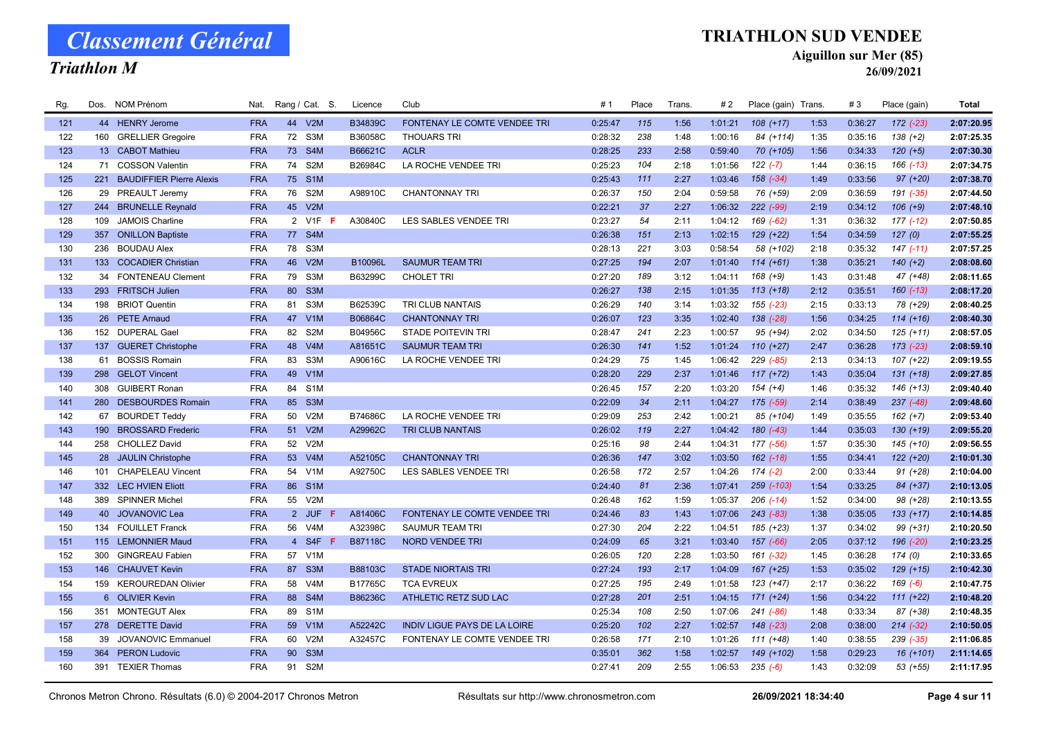# Classement Général

## Triathlon M

**TRIATHLON SUD VENDEE**

**Aiguillon sur Mer (85)**

**26/09/2021**

| Rg. | Dos. | NOM Prénom | Nat. | Rang / Cat. | S. | Licence | Club | # 1 | Place | Trans. | # 2 | Place (gain) | Trans. | # 3 | Place (gain) | Total |
|---|---|---|---|---|---|---|---|---|---|---|---|---|---|---|---|---|
| 121 | 44 | HENRY Jerome | FRA | 44 V2M | | B34839C | FONTENAY LE COMTE VENDEE TRI | 0:25:47 | 115 | 1:56 | 1:01:21 | 108 (+17) | 1:53 | 0:36:27 | 172 (-23) | 2:07:20.95 |
| 122 | 160 | GRELLIER Gregoire | FRA | 72 S3M | | B36058C | THOUARS TRI | 0:28:32 | 238 | 1:48 | 1:00:16 | 84 (+114) | 1:35 | 0:35:16 | 138 (+2) | 2:07:25.35 |
| 123 | 13 | CABOT Mathieu | FRA | 73 S4M | | B66621C | ACLR | 0:28:25 | 233 | 2:58 | 0:59:40 | 70 (+105) | 1:56 | 0:34:33 | 120 (+5) | 2:07:30.30 |
| 124 | 71 | COSSON Valentin | FRA | 74 S2M | | B26984C | LA ROCHE VENDEE TRI | 0:25:23 | 104 | 2:18 | 1:01:56 | 122 (-7) | 1:44 | 0:36:15 | 166 (-13) | 2:07:34.75 |
| 125 | 221 | BAUDIFFIER Pierre Alexis | FRA | 75 S1M | | | | 0:25:43 | 111 | 2:27 | 1:03:46 | 158 (-34) | 1:49 | 0:33:56 | 97 (+20) | 2:07:38.70 |
| 126 | 29 | PREAULT Jeremy | FRA | 76 S2M | | A98910C | CHANTONNAY TRI | 0:26:37 | 150 | 2:04 | 0:59:58 | 76 (+59) | 2:09 | 0:36:59 | 191 (-35) | 2:07:44.50 |
| 127 | 244 | BRUNELLE Reynald | FRA | 45 V2M | | | | 0:22:21 | 37 | 2:27 | 1:06:32 | 222 (-99) | 2:19 | 0:34:12 | 106 (+9) | 2:07:48.10 |
| 128 | 109 | JAMOIS Charline | FRA | 2 V1F | F | A30840C | LES SABLES VENDEE TRI | 0:23:27 | 54 | 2:11 | 1:04:12 | 169 (-62) | 1:31 | 0:36:32 | 177 (-12) | 2:07:50.85 |
| 129 | 357 | ONILLON Baptiste | FRA | 77 S4M | | | | 0:26:38 | 151 | 2:13 | 1:02:15 | 129 (+22) | 1:54 | 0:34:59 | 127 (0) | 2:07:55.25 |
| 130 | 236 | BOUDAU Alex | FRA | 78 S3M | | | | 0:28:13 | 221 | 3:03 | 0:58:54 | 58 (+102) | 2:18 | 0:35:32 | 147 (-11) | 2:07:57.25 |
| 131 | 133 | COCADIER Christian | FRA | 46 V2M | | B10096L | SAUMUR TEAM TRI | 0:27:25 | 194 | 2:07 | 1:01:40 | 114 (+61) | 1:38 | 0:35:21 | 140 (+2) | 2:08:08.60 |
| 132 | 34 | FONTENEAU Clement | FRA | 79 S3M | | B63299C | CHOLET TRI | 0:27:20 | 189 | 3:12 | 1:04:11 | 168 (+9) | 1:43 | 0:31:48 | 47 (+48) | 2:08:11.65 |
| 133 | 293 | FRITSCH Julien | FRA | 80 S3M | | | | 0:26:27 | 138 | 2:15 | 1:01:35 | 113 (+18) | 2:12 | 0:35:51 | 160 (-13) | 2:08:17.20 |
| 134 | 198 | BRIOT Quentin | FRA | 81 S3M | | B62539C | TRI CLUB NANTAIS | 0:26:29 | 140 | 3:14 | 1:03:32 | 155 (-23) | 2:15 | 0:33:13 | 78 (+29) | 2:08:40.25 |
| 135 | 26 | PETE Arnaud | FRA | 47 V1M | | B06864C | CHANTONNAY TRI | 0:26:07 | 123 | 3:35 | 1:02:40 | 138 (-28) | 1:56 | 0:34:25 | 114 (+16) | 2:08:40.30 |
| 136 | 152 | DUPERAL Gael | FRA | 82 S2M | | B04956C | STADE POITEVIN TRI | 0:28:47 | 241 | 2:23 | 1:00:57 | 95 (+94) | 2:02 | 0:34:50 | 125 (+11) | 2:08:57.05 |
| 137 | 137 | GUERET Christophe | FRA | 48 V4M | | A81651C | SAUMUR TEAM TRI | 0:26:30 | 141 | 1:52 | 1:01:24 | 110 (+27) | 2:47 | 0:36:28 | 173 (-23) | 2:08:59.10 |
| 138 | 61 | BOSSIS Romain | FRA | 83 S3M | | A90616C | LA ROCHE VENDEE TRI | 0:24:29 | 75 | 1:45 | 1:06:42 | 229 (-85) | 2:13 | 0:34:13 | 107 (+22) | 2:09:19.55 |
| 139 | 298 | GELOT Vincent | FRA | 49 V1M | | | | 0:28:20 | 229 | 2:37 | 1:01:46 | 117 (+72) | 1:43 | 0:35:04 | 131 (+18) | 2:09:27.85 |
| 140 | 308 | GUIBERT Ronan | FRA | 84 S1M | | | | 0:26:45 | 157 | 2:20 | 1:03:20 | 154 (+4) | 1:46 | 0:35:32 | 146 (+13) | 2:09:40.40 |
| 141 | 280 | DESBOURDES Romain | FRA | 85 S3M | | | | 0:22:09 | 34 | 2:11 | 1:04:27 | 175 (-59) | 2:14 | 0:38:49 | 237 (-48) | 2:09:48.60 |
| 142 | 67 | BOURDET Teddy | FRA | 50 V2M | | B74686C | LA ROCHE VENDEE TRI | 0:29:09 | 253 | 2:42 | 1:00:21 | 85 (+104) | 1:49 | 0:35:55 | 162 (+7) | 2:09:53.40 |
| 143 | 190 | BROSSARD Frederic | FRA | 51 V2M | | A29962C | TRI CLUB NANTAIS | 0:26:02 | 119 | 2:27 | 1:04:42 | 180 (-43) | 1:44 | 0:35:03 | 130 (+19) | 2:09:55.20 |
| 144 | 258 | CHOLLEZ David | FRA | 52 V2M | | | | 0:25:16 | 98 | 2:44 | 1:04:31 | 177 (-56) | 1:57 | 0:35:30 | 145 (+10) | 2:09:56.55 |
| 145 | 28 | JAULIN Christophe | FRA | 53 V4M | | A52105C | CHANTONNAY TRI | 0:26:36 | 147 | 3:02 | 1:03:50 | 162 (-18) | 1:55 | 0:34:41 | 122 (+20) | 2:10:01.30 |
| 146 | 101 | CHAPELEAU Vincent | FRA | 54 V1M | | A92750C | LES SABLES VENDEE TRI | 0:26:58 | 172 | 2:57 | 1:04:26 | 174 (-2) | 2:00 | 0:33:44 | 91 (+28) | 2:10:04.00 |
| 147 | 332 | LEC HVIEN Eliott | FRA | 86 S1M | | | | 0:24:40 | 81 | 2:36 | 1:07:41 | 259 (-103) | 1:54 | 0:33:25 | 84 (+37) | 2:10:13.05 |
| 148 | 389 | SPINNER Michel | FRA | 55 V2M | | | | 0:26:48 | 162 | 1:59 | 1:05:37 | 206 (-14) | 1:52 | 0:34:00 | 98 (+28) | 2:10:13.55 |
| 149 | 40 | JOVANOVIC Lea | FRA | 2 JUF | F | A81406C | FONTENAY LE COMTE VENDEE TRI | 0:24:46 | 83 | 1:43 | 1:07:06 | 243 (-83) | 1:38 | 0:35:05 | 133 (+17) | 2:10:14.85 |
| 150 | 134 | FOUILLET Franck | FRA | 56 V4M | | A32398C | SAUMUR TEAM TRI | 0:27:30 | 204 | 2:22 | 1:04:51 | 185 (+23) | 1:37 | 0:34:02 | 99 (+31) | 2:10:20.50 |
| 151 | 115 | LEMONNIER Maud | FRA | 4 S4F | F | B87118C | NORD VENDEE TRI | 0:24:09 | 65 | 3:21 | 1:03:40 | 157 (-66) | 2:05 | 0:37:12 | 196 (-20) | 2:10:23.25 |
| 152 | 300 | GINGREAU Fabien | FRA | 57 V1M | | | | 0:26:05 | 120 | 2:28 | 1:03:50 | 161 (-32) | 1:45 | 0:36:28 | 174 (0) | 2:10:33.65 |
| 153 | 146 | CHAUVET Kevin | FRA | 87 S3M | | B88103C | STADE NIORTAIS TRI | 0:27:24 | 193 | 2:17 | 1:04:09 | 167 (+25) | 1:53 | 0:35:02 | 129 (+15) | 2:10:42.30 |
| 154 | 159 | KEROUREDAN Olivier | FRA | 58 V4M | | B17765C | TCA EVREUX | 0:27:25 | 195 | 2:49 | 1:01:58 | 123 (+47) | 2:17 | 0:36:22 | 169 (-6) | 2:10:47.75 |
| 155 | 6 | OLIVIER Kevin | FRA | 88 S4M | | B86236C | ATHLETIC RETZ SUD LAC | 0:27:28 | 201 | 2:51 | 1:04:15 | 171 (+24) | 1:56 | 0:34:22 | 111 (+22) | 2:10:48.20 |
| 156 | 351 | MONTEGUT Alex | FRA | 89 S1M | | | | 0:25:34 | 108 | 2:50 | 1:07:06 | 241 (-86) | 1:48 | 0:33:34 | 87 (+38) | 2:10:48.35 |
| 157 | 278 | DERETTE David | FRA | 59 V1M | | A52242C | INDIV LIGUE PAYS DE LA LOIRE | 0:25:20 | 102 | 2:27 | 1:02:57 | 148 (-23) | 2:08 | 0:38:00 | 214 (-32) | 2:10:50.05 |
| 158 | 39 | JOVANOVIC Emmanuel | FRA | 60 V2M | | A32457C | FONTENAY LE COMTE VENDEE TRI | 0:26:58 | 171 | 2:10 | 1:01:26 | 111 (+48) | 1:40 | 0:38:55 | 239 (-35) | 2:11:06.85 |
| 159 | 364 | PERON Ludovic | FRA | 90 S3M | | | | 0:35:01 | 362 | 1:58 | 1:02:57 | 149 (+102) | 1:58 | 0:29:23 | 16 (+101) | 2:11:14.65 |
| 160 | 391 | TEXIER Thomas | FRA | 91 S2M | | | | 0:27:41 | 209 | 2:55 | 1:06:53 | 235 (-6) | 1:43 | 0:32:09 | 53 (+55) | 2:11:17.95 |

Chronos Metron Chrono. Résultats (6.0) © 2004-2017 Chronos Metron — Résultats sur http://www.chronosmetron.com — 26/09/2021 18:34:40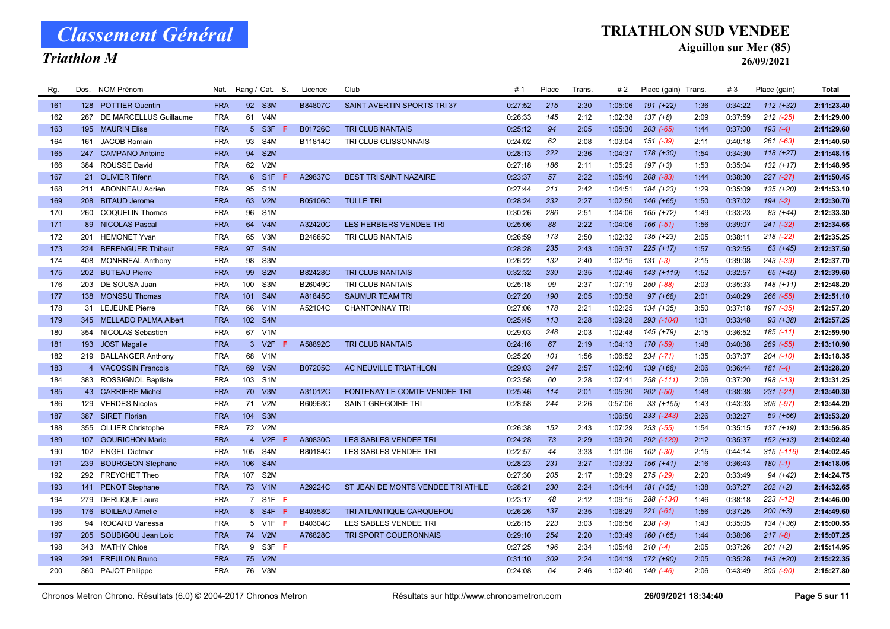# Classement Général

## Triathlon M

**TRIATHLON SUD VENDEE**

**Aiguillon sur Mer (85)**

**26/09/2021**

| Rg. | Dos. | NOM Prénom | Nat. | Rang / Cat. | S. | Licence | Club | # 1 | Place | Trans. | # 2 | Place (gain) | Trans. | # 3 | Place (gain) | Total |
|---|---|---|---|---|---|---|---|---|---|---|---|---|---|---|---|---|
| 161 | 128 | POTTIER Quentin | FRA | 92 S3M | | B84807C | SAINT AVERTIN SPORTS TRI 37 | 0:27:52 | 215 | 2:30 | 1:05:06 | 191 (+22) | 1:36 | 0:34:22 | 112 (+32) | 2:11:23.40 |
| 162 | 267 | DE MARCELLUS Guillaume | FRA | 61 V4M | | | | 0:26:33 | 145 | 2:12 | 1:02:38 | 137 (+8) | 2:09 | 0:37:59 | 212 (-25) | 2:11:29.00 |
| 163 | 195 | MAURIN Elise | FRA | 5 S3F | F | B01726C | TRI CLUB NANTAIS | 0:25:12 | 94 | 2:05 | 1:05:30 | 203 (-65) | 1:44 | 0:37:00 | 193 (-4) | 2:11:29.60 |
| 164 | 161 | JACOB Romain | FRA | 93 S4M | | B11814C | TRI CLUB CLISSONNAIS | 0:24:02 | 62 | 2:08 | 1:03:04 | 151 (-39) | 2:11 | 0:40:18 | 261 (-63) | 2:11:40.50 |
| 165 | 247 | CAMPANO Antoine | FRA | 94 S2M | | | | 0:28:13 | 222 | 2:36 | 1:04:37 | 178 (+30) | 1:54 | 0:34:30 | 118 (+27) | 2:11:48.15 |
| 166 | 384 | ROUSSE David | FRA | 62 V2M | | | | 0:27:18 | 186 | 2:11 | 1:05:25 | 197 (+3) | 1:53 | 0:35:04 | 132 (+17) | 2:11:48.95 |
| 167 | 21 | OLIVIER Tifenn | FRA | 6 S1F | F | A29837C | BEST TRI SAINT NAZAIRE | 0:23:37 | 57 | 2:22 | 1:05:40 | 208 (-83) | 1:44 | 0:38:30 | 227 (-27) | 2:11:50.45 |
| 168 | 211 | ABONNEAU Adrien | FRA | 95 S1M | | | | 0:27:44 | 211 | 2:42 | 1:04:51 | 184 (+23) | 1:29 | 0:35:09 | 135 (+20) | 2:11:53.10 |
| 169 | 208 | BITAUD Jerome | FRA | 63 V2M | | B05106C | TULLE TRI | 0:28:24 | 232 | 2:27 | 1:02:50 | 146 (+65) | 1:50 | 0:37:02 | 194 (-2) | 2:12:30.70 |
| 170 | 260 | COQUELIN Thomas | FRA | 96 S1M | | | | 0:30:26 | 286 | 2:51 | 1:04:06 | 165 (+72) | 1:49 | 0:33:23 | 83 (+44) | 2:12:33.30 |
| 171 | 89 | NICOLAS Pascal | FRA | 64 V4M | | A32420C | LES HERBIERS VENDEE TRI | 0:25:06 | 88 | 2:22 | 1:04:06 | 166 (-51) | 1:56 | 0:39:07 | 241 (-32) | 2:12:34.65 |
| 172 | 201 | HEMONET Yvan | FRA | 65 V3M | | B24685C | TRI CLUB NANTAIS | 0:26:59 | 173 | 2:50 | 1:02:32 | 135 (+23) | 2:05 | 0:38:11 | 218 (-22) | 2:12:35.25 |
| 173 | 224 | BERENGUER Thibaut | FRA | 97 S4M | | | | 0:28:28 | 235 | 2:43 | 1:06:37 | 225 (+17) | 1:57 | 0:32:55 | 63 (+45) | 2:12:37.50 |
| 174 | 408 | MONRREAL Anthony | FRA | 98 S3M | | | | 0:26:22 | 132 | 2:40 | 1:02:15 | 131 (-3) | 2:15 | 0:39:08 | 243 (-39) | 2:12:37.70 |
| 175 | 202 | BUTEAU Pierre | FRA | 99 S2M | | B82428C | TRI CLUB NANTAIS | 0:32:32 | 339 | 2:35 | 1:02:46 | 143 (+119) | 1:52 | 0:32:57 | 65 (+45) | 2:12:39.60 |
| 176 | 203 | DE SOUSA Juan | FRA | 100 S3M | | B26049C | TRI CLUB NANTAIS | 0:25:18 | 99 | 2:37 | 1:07:19 | 250 (-88) | 2:03 | 0:35:33 | 148 (+11) | 2:12:48.20 |
| 177 | 138 | MONSSU Thomas | FRA | 101 S4M | | A81845C | SAUMUR TEAM TRI | 0:27:20 | 190 | 2:05 | 1:00:58 | 97 (+68) | 2:01 | 0:40:29 | 266 (-55) | 2:12:51.10 |
| 178 | 31 | LEJEUNE Pierre | FRA | 66 V1M | | A52104C | CHANTONNAY TRI | 0:27:06 | 178 | 2:21 | 1:02:25 | 134 (+35) | 3:50 | 0:37:18 | 197 (-35) | 2:12:57.20 |
| 179 | 345 | MELLADO PALMA Albert | FRA | 102 S4M | | | | 0:25:45 | 113 | 2:28 | 1:09:28 | 293 (-104) | 1:31 | 0:33:48 | 93 (+38) | 2:12:57.25 |
| 180 | 354 | NICOLAS Sebastien | FRA | 67 V1M | | | | 0:29:03 | 248 | 2:03 | 1:02:48 | 145 (+79) | 2:15 | 0:36:52 | 185 (-11) | 2:12:59.90 |
| 181 | 193 | JOST Magalie | FRA | 3 V2F | F | A58892C | TRI CLUB NANTAIS | 0:24:16 | 67 | 2:19 | 1:04:13 | 170 (-59) | 1:48 | 0:40:38 | 269 (-55) | 2:13:10.90 |
| 182 | 219 | BALLANGER Anthony | FRA | 68 V1M | | | | 0:25:20 | 101 | 1:56 | 1:06:52 | 234 (-71) | 1:35 | 0:37:37 | 204 (-10) | 2:13:18.35 |
| 183 | 4 | VACOSSIN Francois | FRA | 69 V5M | | B07205C | AC NEUVILLE TRIATHLON | 0:29:03 | 247 | 2:57 | 1:02:40 | 139 (+68) | 2:06 | 0:36:44 | 181 (-4) | 2:13:28.20 |
| 184 | 383 | ROSSIGNOL Baptiste | FRA | 103 S1M | | | | 0:23:58 | 60 | 2:28 | 1:07:41 | 258 (-111) | 2:06 | 0:37:20 | 198 (-13) | 2:13:31.25 |
| 185 | 43 | CARRIERE Michel | FRA | 70 V3M | | A31012C | FONTENAY LE COMTE VENDEE TRI | 0:25:46 | 114 | 2:01 | 1:05:30 | 202 (-50) | 1:48 | 0:38:38 | 231 (-21) | 2:13:40.30 |
| 186 | 129 | VERDES Nicolas | FRA | 71 V2M | | B60968C | SAINT GREGOIRE TRI | 0:28:58 | 244 | 2:26 | 0:57:06 | 33 (+155) | 1:43 | 0:43:33 | 306 (-97) | 2:13:44.20 |
| 187 | 387 | SIRET Florian | FRA | 104 S3M | | | | | | | 1:06:50 | 233 (-243) | 2:26 | 0:32:27 | 59 (+56) | 2:13:53.20 |
| 188 | 355 | OLLIER Christophe | FRA | 72 V2M | | | | 0:26:38 | 152 | 2:43 | 1:07:29 | 253 (-55) | 1:54 | 0:35:15 | 137 (+19) | 2:13:56.85 |
| 189 | 107 | GOURICHON Marie | FRA | 4 V2F | F | A30830C | LES SABLES VENDEE TRI | 0:24:28 | 73 | 2:29 | 1:09:20 | 292 (-129) | 2:12 | 0:35:37 | 152 (+13) | 2:14:02.40 |
| 190 | 102 | ENGEL Dietmar | FRA | 105 S4M | | B80184C | LES SABLES VENDEE TRI | 0:22:57 | 44 | 3:33 | 1:01:06 | 102 (-30) | 2:15 | 0:44:14 | 315 (-116) | 2:14:02.45 |
| 191 | 239 | BOURGEON Stephane | FRA | 106 S4M | | | | 0:28:23 | 231 | 3:27 | 1:03:32 | 156 (+41) | 2:16 | 0:36:43 | 180 (-1) | 2:14:18.05 |
| 192 | 292 | FREYCHET Theo | FRA | 107 S2M | | | | 0:27:30 | 205 | 2:17 | 1:08:29 | 275 (-29) | 2:20 | 0:33:49 | 94 (+42) | 2:14:24.75 |
| 193 | 141 | PENOT Stephane | FRA | 73 V1M | | A29224C | ST JEAN DE MONTS VENDEE TRI ATHLE | 0:28:21 | 230 | 2:24 | 1:04:44 | 181 (+35) | 1:38 | 0:37:27 | 202 (+2) | 2:14:32.65 |
| 194 | 279 | DERLIQUE Laura | FRA | 7 S1F | F | | | 0:23:17 | 48 | 2:12 | 1:09:15 | 288 (-134) | 1:46 | 0:38:18 | 223 (-12) | 2:14:46.00 |
| 195 | 176 | BOILEAU Amelie | FRA | 8 S4F | F | B40358C | TRI ATLANTIQUE CARQUEFOU | 0:26:26 | 137 | 2:35 | 1:06:29 | 221 (-61) | 1:56 | 0:37:25 | 200 (+3) | 2:14:49.60 |
| 196 | 94 | ROCARD Vanessa | FRA | 5 V1F | F | B40304C | LES SABLES VENDEE TRI | 0:28:15 | 223 | 3:03 | 1:06:56 | 238 (-9) | 1:43 | 0:35:05 | 134 (+36) | 2:15:00.55 |
| 197 | 205 | SOUBIGOU Jean Loic | FRA | 74 V2M | | A76828C | TRI SPORT COUERONNAIS | 0:29:10 | 254 | 2:20 | 1:03:49 | 160 (+65) | 1:44 | 0:38:06 | 217 (-8) | 2:15:07.25 |
| 198 | 343 | MATHY Chloe | FRA | 9 S3F | F | | | 0:27:25 | 196 | 2:34 | 1:05:48 | 210 (-4) | 2:05 | 0:37:26 | 201 (+2) | 2:15:14.95 |
| 199 | 291 | FREULON Bruno | FRA | 75 V2M | | | | 0:31:10 | 309 | 2:24 | 1:04:19 | 172 (+90) | 2:05 | 0:35:28 | 143 (+20) | 2:15:22.35 |
| 200 | 360 | PAJOT Philippe | FRA | 76 V3M | | | | 0:24:08 | 64 | 2:46 | 1:02:40 | 140 (-46) | 2:06 | 0:43:49 | 309 (-90) | 2:15:27.80 |

Chronos Metron Chrono. Résultats (6.0) © 2004-2017 Chronos Metron — Résultats sur http://www.chronosmetron.com — 26/09/2021 18:34:40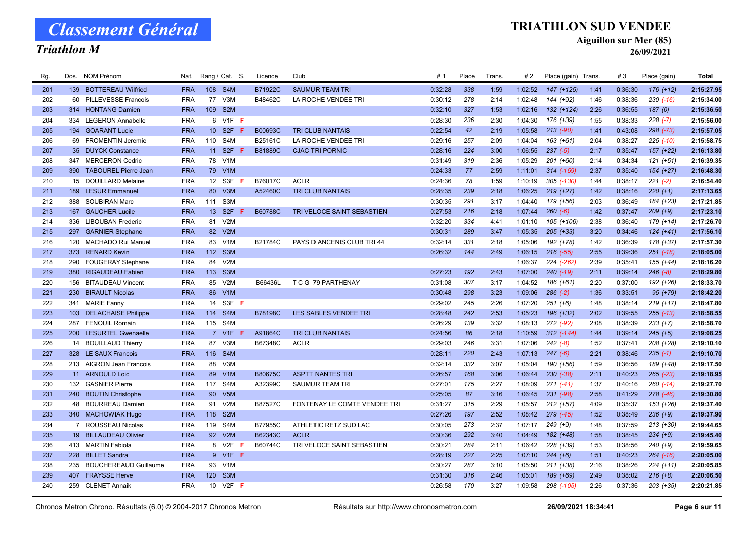# Classement Général

## Triathlon M

## TRIATHLON SUD VENDEE

### Aiguillon sur Mer (85)

### 26/09/2021

| Rg. | Dos. | NOM Prénom | Nat. | Rang / Cat. | S. | Licence | Club | # 1 | Place | Trans. | # 2 | Place (gain) | Trans. | # 3 | Place (gain) | Total |
|---|---|---|---|---|---|---|---|---|---|---|---|---|---|---|---|---|
| 201 | 139 | BOTTEREAU Wilfried | FRA | 108 S4M | | B71922C | SAUMUR TEAM TRI | 0:32:28 | 338 | 1:59 | 1:02:52 | 147 (+125) | 1:41 | 0:36:30 | 176 (+12) | 2:15:27.95 |
| 202 | 60 | PILLEVESSE Francois | FRA | 77 V3M | | B48462C | LA ROCHE VENDEE TRI | 0:30:12 | 278 | 2:14 | 1:02:48 | 144 (+92) | 1:46 | 0:38:36 | 230 (-16) | 2:15:34.00 |
| 203 | 314 | HONTANG Damien | FRA | 109 S2M | | | | 0:32:10 | 327 | 1:53 | 1:02:16 | 132 (+124) | 2:26 | 0:36:55 | 187 (0) | 2:15:36.50 |
| 204 | 334 | LEGERON Annabelle | FRA | 6 V1F | F | | | 0:28:30 | 236 | 2:30 | 1:04:30 | 176 (+39) | 1:55 | 0:38:33 | 228 (-7) | 2:15:56.00 |
| 205 | 194 | GOARANT Lucie | FRA | 10 S2F | F | B00693C | TRI CLUB NANTAIS | 0:22:54 | 42 | 2:19 | 1:05:58 | 213 (-90) | 1:41 | 0:43:08 | 298 (-73) | 2:15:57.05 |
| 206 | 69 | FROMENTIN Jeremie | FRA | 110 S4M | | B25161C | LA ROCHE VENDEE TRI | 0:29:16 | 257 | 2:09 | 1:04:04 | 163 (+61) | 2:04 | 0:38:27 | 225 (-10) | 2:15:58.75 |
| 207 | 35 | DUYCK Constance | FRA | 11 S2F | F | B81889C | CJAC TRI PORNIC | 0:28:16 | 224 | 3:00 | 1:06:55 | 237 (-5) | 2:17 | 0:35:47 | 157 (+22) | 2:16:13.80 |
| 208 | 347 | MERCERON Cedric | FRA | 78 V1M | | | | 0:31:49 | 319 | 2:36 | 1:05:29 | 201 (+60) | 2:14 | 0:34:34 | 121 (+51) | 2:16:39.35 |
| 209 | 390 | TABOUREL Pierre Jean | FRA | 79 V1M | | | | 0:24:33 | 77 | 2:59 | 1:11:01 | 314 (-159) | 2:37 | 0:35:40 | 154 (+27) | 2:16:48.30 |
| 210 | 15 | DOUILLARD Melaine | FRA | 12 S3F | F | B76017C | ACLR | 0:24:36 | 78 | 1:59 | 1:10:19 | 305 (-130) | 1:44 | 0:38:17 | 221 (-2) | 2:16:54.40 |
| 211 | 189 | LESUR Emmanuel | FRA | 80 V3M | | A52460C | TRI CLUB NANTAIS | 0:28:35 | 239 | 2:18 | 1:06:25 | 219 (+27) | 1:42 | 0:38:16 | 220 (+1) | 2:17:13.65 |
| 212 | 388 | SOUBIRAN Marc | FRA | 111 S3M | | | | 0:30:35 | 291 | 3:17 | 1:04:40 | 179 (+56) | 2:03 | 0:36:49 | 184 (+23) | 2:17:21.85 |
| 213 | 167 | GAUCHER Lucile | FRA | 13 S2F | F | B60788C | TRI VELOCE SAINT SEBASTIEN | 0:27:53 | 216 | 2:18 | 1:07:44 | 260 (-6) | 1:42 | 0:37:47 | 209 (+9) | 2:17:23.10 |
| 214 | 336 | LIBOUBAN Frederic | FRA | 81 V2M | | | | 0:32:20 | 334 | 4:41 | 1:01:10 | 105 (+106) | 2:38 | 0:36:40 | 179 (+14) | 2:17:26.70 |
| 215 | 297 | GARNIER Stephane | FRA | 82 V2M | | | | 0:30:31 | 289 | 3:47 | 1:05:35 | 205 (+33) | 3:20 | 0:34:46 | 124 (+41) | 2:17:56.10 |
| 216 | 120 | MACHADO Rui Manuel | FRA | 83 V1M | | B21784C | PAYS D ANCENIS CLUB TRI 44 | 0:32:14 | 331 | 2:18 | 1:05:06 | 192 (+78) | 1:42 | 0:36:39 | 178 (+37) | 2:17:57.30 |
| 217 | 373 | RENARD Kevin | FRA | 112 S3M | | | | 0:26:32 | 144 | 2:49 | 1:06:15 | 216 (-55) | 2:55 | 0:39:36 | 251 (-18) | 2:18:05.00 |
| 218 | 290 | FOUGERAY Stephane | FRA | 84 V2M | | | | | | | 1:06:37 | 224 (-262) | 2:39 | 0:35:41 | 155 (+44) | 2:18:16.20 |
| 219 | 380 | RIGAUDEAU Fabien | FRA | 113 S3M | | | | 0:27:23 | 192 | 2:43 | 1:07:00 | 240 (-19) | 2:11 | 0:39:14 | 246 (-8) | 2:18:29.80 |
| 220 | 156 | BITAUDEAU Vincent | FRA | 85 V2M | | B66436L | T C G 79 PARTHENAY | 0:31:08 | 307 | 3:17 | 1:04:52 | 186 (+61) | 2:20 | 0:37:00 | 192 (+26) | 2:18:33.70 |
| 221 | 230 | BIRAULT Nicolas | FRA | 86 V1M | | | | 0:30:48 | 298 | 3:23 | 1:09:06 | 286 (-2) | 1:36 | 0:33:51 | 95 (+79) | 2:18:42.20 |
| 222 | 341 | MARIE Fanny | FRA | 14 S3F | F | | | 0:29:02 | 245 | 2:26 | 1:07:20 | 251 (+6) | 1:48 | 0:38:14 | 219 (+17) | 2:18:47.80 |
| 223 | 103 | DELACHAISE Philippe | FRA | 114 S4M | | B78198C | LES SABLES VENDEE TRI | 0:28:48 | 242 | 2:53 | 1:05:23 | 196 (+32) | 2:02 | 0:39:55 | 255 (-13) | 2:18:58.55 |
| 224 | 287 | FENOUIL Romain | FRA | 115 S4M | | | | 0:26:29 | 139 | 3:32 | 1:08:13 | 272 (-92) | 2:08 | 0:38:39 | 233 (+7) | 2:18:58.70 |
| 225 | 200 | LESURTEL Gwenaelle | FRA | 7 V1F | F | A91864C | TRI CLUB NANTAIS | 0:24:56 | 86 | 2:18 | 1:10:59 | 312 (-144) | 1:44 | 0:39:14 | 245 (+5) | 2:19:08.25 |
| 226 | 14 | BOUILLAUD Thierry | FRA | 87 V3M | | B67348C | ACLR | 0:29:03 | 246 | 3:31 | 1:07:06 | 242 (-8) | 1:52 | 0:37:41 | 208 (+28) | 2:19:10.10 |
| 227 | 328 | LE SAUX Francois | FRA | 116 S4M | | | | 0:28:11 | 220 | 2:43 | 1:07:13 | 247 (-6) | 2:21 | 0:38:46 | 235 (-1) | 2:19:10.70 |
| 228 | 213 | AIGRON Jean Francois | FRA | 88 V3M | | | | 0:32:14 | 332 | 3:07 | 1:05:04 | 190 (+56) | 1:59 | 0:36:56 | 189 (+48) | 2:19:17.50 |
| 229 | 11 | ARNOULD Loic | FRA | 89 V1M | | B80675C | ASPTT NANTES TRI | 0:26:57 | 168 | 3:06 | 1:06:44 | 230 (-38) | 2:11 | 0:40:23 | 265 (-23) | 2:19:18.95 |
| 230 | 132 | GASNIER Pierre | FRA | 117 S4M | | A32399C | SAUMUR TEAM TRI | 0:27:01 | 175 | 2:27 | 1:08:09 | 271 (-41) | 1:37 | 0:40:16 | 260 (-14) | 2:19:27.70 |
| 231 | 240 | BOUTIN Christophe | FRA | 90 V5M | | | | 0:25:05 | 87 | 3:16 | 1:06:45 | 231 (-98) | 2:58 | 0:41:29 | 278 (-46) | 2:19:30.80 |
| 232 | 48 | BOURREAU Damien | FRA | 91 V2M | | B87527C | FONTENAY LE COMTE VENDEE TRI | 0:31:27 | 315 | 2:29 | 1:05:57 | 212 (+57) | 4:09 | 0:35:37 | 153 (+26) | 2:19:37.40 |
| 233 | 340 | MACHOWIAK Hugo | FRA | 118 S2M | | | | 0:27:26 | 197 | 2:52 | 1:08:42 | 279 (-45) | 1:52 | 0:38:49 | 236 (+9) | 2:19:37.90 |
| 234 | 7 | ROUSSEAU Nicolas | FRA | 119 S4M | | B77955C | ATHLETIC RETZ SUD LAC | 0:30:05 | 273 | 2:37 | 1:07:17 | 249 (+9) | 1:48 | 0:37:59 | 213 (+30) | 2:19:44.65 |
| 235 | 19 | BILLAUDEAU Olivier | FRA | 92 V2M | | B62343C | ACLR | 0:30:36 | 292 | 3:40 | 1:04:49 | 182 (+48) | 1:58 | 0:38:45 | 234 (+9) | 2:19:45.40 |
| 236 | 413 | MARTIN Fabiola | FRA | 8 V2F | F | B60744C | TRI VELOCE SAINT SEBASTIEN | 0:30:21 | 284 | 2:11 | 1:06:42 | 228 (+39) | 1:53 | 0:38:56 | 240 (+9) | 2:19:59.65 |
| 237 | 228 | BILLET Sandra | FRA | 9 V1F | F | | | 0:28:19 | 227 | 2:25 | 1:07:10 | 244 (+6) | 1:51 | 0:40:23 | 264 (-16) | 2:20:05.00 |
| 238 | 235 | BOUCHEREAUD Guillaume | FRA | 93 V1M | | | | 0:30:27 | 287 | 3:10 | 1:05:50 | 211 (+38) | 2:16 | 0:38:26 | 224 (+11) | 2:20:05.85 |
| 239 | 407 | FRAYSSE Herve | FRA | 120 S3M | | | | 0:31:30 | 316 | 2:46 | 1:05:01 | 189 (+69) | 2:49 | 0:38:02 | 216 (+8) | 2:20:06.50 |
| 240 | 259 | CLENET Annaik | FRA | 10 V2F | F | | | 0:26:58 | 170 | 3:27 | 1:09:58 | 298 (-105) | 2:26 | 0:37:36 | 203 (+35) | 2:20:21.85 |

Chronos Metron Chrono. Résultats (6.0) © 2004-2017 Chronos Metron — Résultats sur http://www.chronosmetron.com — 26/09/2021 18:34:41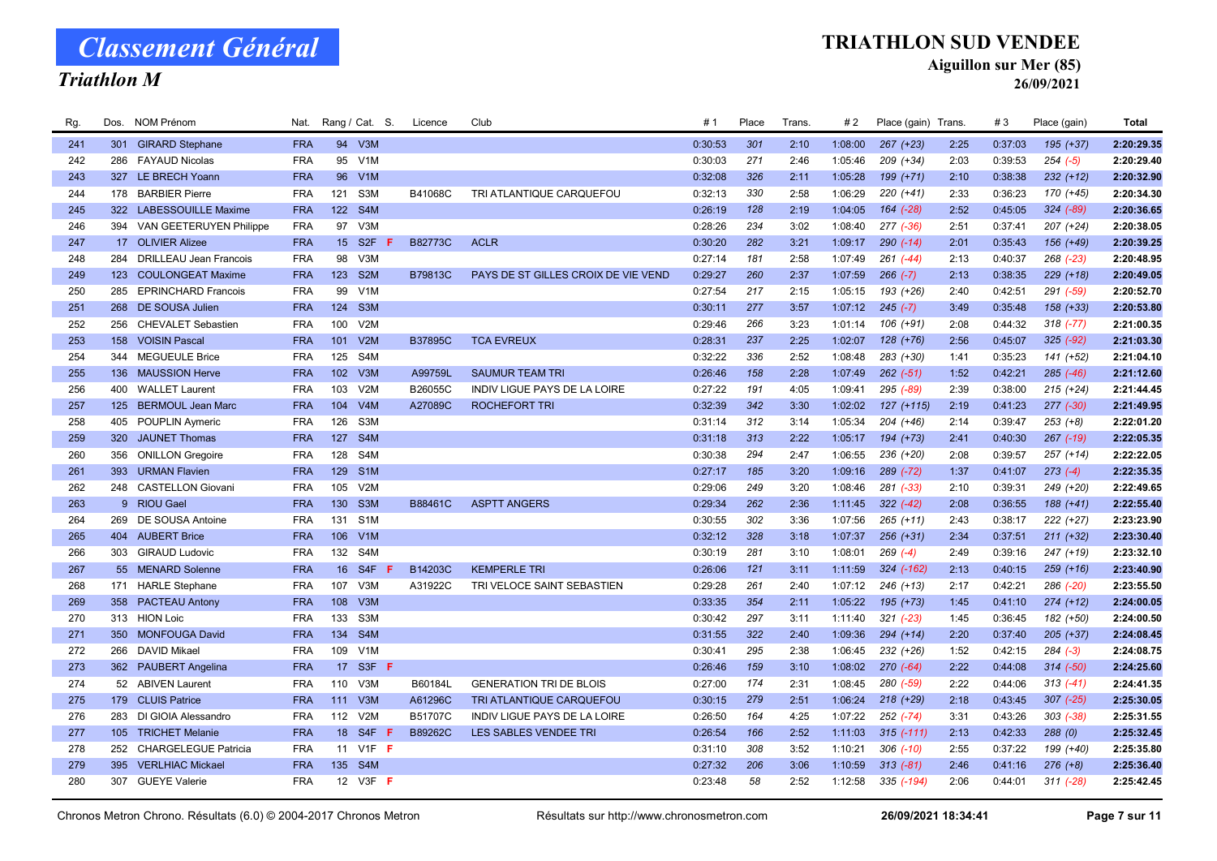# Classement Général

## Triathlon M

**TRIATHLON SUD VENDEE**

**Aiguillon sur Mer (85)**

**26/09/2021**

| Rg. | Dos. | NOM Prénom | Nat. | Rang / Cat. | | S. | Licence | Club | # 1 | Place | Trans. | # 2 | Place (gain) | Trans. | # 3 | Place (gain) | Total |
|---|---|---|---|---|---|---|---|---|---|---|---|---|---|---|---|---|---|
| 241 | 301 | GIRARD Stephane | FRA | 94 | V3M | | | | 0:30:53 | 301 | 2:10 | 1:08:00 | 267 (+23) | 2:25 | 0:37:03 | 195 (+37) | 2:20:29.35 |
| 242 | 286 | FAYAUD Nicolas | FRA | 95 | V1M | | | | 0:30:03 | 271 | 2:46 | 1:05:46 | 209 (+34) | 2:03 | 0:39:53 | 254 (-5) | 2:20:29.40 |
| 243 | 327 | LE BRECH Yoann | FRA | 96 | V1M | | | | 0:32:08 | 326 | 2:11 | 1:05:28 | 199 (+71) | 2:10 | 0:38:38 | 232 (+12) | 2:20:32.90 |
| 244 | 178 | BARBIER Pierre | FRA | 121 | S3M | | B41068C | TRI ATLANTIQUE CARQUEFOU | 0:32:13 | 330 | 2:58 | 1:06:29 | 220 (+41) | 2:33 | 0:36:23 | 170 (+45) | 2:20:34.30 |
| 245 | 322 | LABESSOUILLE Maxime | FRA | 122 | S4M | | | | 0:26:19 | 128 | 2:19 | 1:04:05 | 164 (-28) | 2:52 | 0:45:05 | 324 (-89) | 2:20:36.65 |
| 246 | 394 | VAN GEETERUYEN Philippe | FRA | 97 | V3M | | | | 0:28:26 | 234 | 3:02 | 1:08:40 | 277 (-36) | 2:51 | 0:37:41 | 207 (+24) | 2:20:38.05 |
| 247 | 17 | OLIVIER Alizee | FRA | 15 | S2F | F | B82773C | ACLR | 0:30:20 | 282 | 3:21 | 1:09:17 | 290 (-14) | 2:01 | 0:35:43 | 156 (+49) | 2:20:39.25 |
| 248 | 284 | DRILLEAU Jean Francois | FRA | 98 | V3M | | | | 0:27:14 | 181 | 2:58 | 1:07:49 | 261 (-44) | 2:13 | 0:40:37 | 268 (-23) | 2:20:48.95 |
| 249 | 123 | COULONGEAT Maxime | FRA | 123 | S2M | | B79813C | PAYS DE ST GILLES CROIX DE VIE VEND | 0:29:27 | 260 | 2:37 | 1:07:59 | 266 (-7) | 2:13 | 0:38:35 | 229 (+18) | 2:20:49.05 |
| 250 | 285 | EPRINCHARD Francois | FRA | 99 | V1M | | | | 0:27:54 | 217 | 2:15 | 1:05:15 | 193 (+26) | 2:40 | 0:42:51 | 291 (-59) | 2:20:52.70 |
| 251 | 268 | DE SOUSA Julien | FRA | 124 | S3M | | | | 0:30:11 | 277 | 3:57 | 1:07:12 | 245 (-7) | 3:49 | 0:35:48 | 158 (+33) | 2:20:53.80 |
| 252 | 256 | CHEVALET Sebastien | FRA | 100 | V2M | | | | 0:29:46 | 266 | 3:23 | 1:01:14 | 106 (+91) | 2:08 | 0:44:32 | 318 (-77) | 2:21:00.35 |
| 253 | 158 | VOISIN Pascal | FRA | 101 | V2M | | B37895C | TCA EVREUX | 0:28:31 | 237 | 2:25 | 1:02:07 | 128 (+76) | 2:56 | 0:45:07 | 325 (-92) | 2:21:03.30 |
| 254 | 344 | MEGUEULE Brice | FRA | 125 | S4M | | | | 0:32:22 | 336 | 2:52 | 1:08:48 | 283 (+30) | 1:41 | 0:35:23 | 141 (+52) | 2:21:04.10 |
| 255 | 136 | MAUSSION Herve | FRA | 102 | V3M | | A99759L | SAUMUR TEAM TRI | 0:26:46 | 158 | 2:28 | 1:07:49 | 262 (-51) | 1:52 | 0:42:21 | 285 (-46) | 2:21:12.60 |
| 256 | 400 | WALLET Laurent | FRA | 103 | V2M | | B26055C | INDIV LIGUE PAYS DE LA LOIRE | 0:27:22 | 191 | 4:05 | 1:09:41 | 295 (-89) | 2:39 | 0:38:00 | 215 (+24) | 2:21:44.45 |
| 257 | 125 | BERMOUL Jean Marc | FRA | 104 | V4M | | A27089C | ROCHEFORT TRI | 0:32:39 | 342 | 3:30 | 1:02:02 | 127 (+115) | 2:19 | 0:41:23 | 277 (-30) | 2:21:49.95 |
| 258 | 405 | POUPLIN Aymeric | FRA | 126 | S3M | | | | 0:31:14 | 312 | 3:14 | 1:05:34 | 204 (+46) | 2:14 | 0:39:47 | 253 (+8) | 2:22:01.20 |
| 259 | 320 | JAUNET Thomas | FRA | 127 | S4M | | | | 0:31:18 | 313 | 2:22 | 1:05:17 | 194 (+73) | 2:41 | 0:40:30 | 267 (-19) | 2:22:05.35 |
| 260 | 356 | ONILLON Gregoire | FRA | 128 | S4M | | | | 0:30:38 | 294 | 2:47 | 1:06:55 | 236 (+20) | 2:08 | 0:39:57 | 257 (+14) | 2:22:22.05 |
| 261 | 393 | URMAN Flavien | FRA | 129 | S1M | | | | 0:27:17 | 185 | 3:20 | 1:09:16 | 289 (-72) | 1:37 | 0:41:07 | 273 (-4) | 2:22:35.35 |
| 262 | 248 | CASTELLON Giovani | FRA | 105 | V2M | | | | 0:29:06 | 249 | 3:20 | 1:08:46 | 281 (-33) | 2:10 | 0:39:31 | 249 (+20) | 2:22:49.65 |
| 263 | 9 | RIOU Gael | FRA | 130 | S3M | | B88461C | ASPTT ANGERS | 0:29:34 | 262 | 2:36 | 1:11:45 | 322 (-42) | 2:08 | 0:36:55 | 188 (+41) | 2:22:55.40 |
| 264 | 269 | DE SOUSA Antoine | FRA | 131 | S1M | | | | 0:30:55 | 302 | 3:36 | 1:07:56 | 265 (+11) | 2:43 | 0:38:17 | 222 (+27) | 2:23:23.90 |
| 265 | 404 | AUBERT Brice | FRA | 106 | V1M | | | | 0:32:12 | 328 | 3:18 | 1:07:37 | 256 (+31) | 2:34 | 0:37:51 | 211 (+32) | 2:23:30.40 |
| 266 | 303 | GIRAUD Ludovic | FRA | 132 | S4M | | | | 0:30:19 | 281 | 3:10 | 1:08:01 | 269 (-4) | 2:49 | 0:39:16 | 247 (+19) | 2:23:32.10 |
| 267 | 55 | MENARD Solenne | FRA | 16 | S4F | F | B14203C | KEMPERLE TRI | 0:26:06 | 121 | 3:11 | 1:11:59 | 324 (-162) | 2:13 | 0:40:15 | 259 (+16) | 2:23:40.90 |
| 268 | 171 | HARLE Stephane | FRA | 107 | V3M | | A31922C | TRI VELOCE SAINT SEBASTIEN | 0:29:28 | 261 | 2:40 | 1:07:12 | 246 (+13) | 2:17 | 0:42:21 | 286 (-20) | 2:23:55.50 |
| 269 | 358 | PACTEAU Antony | FRA | 108 | V3M | | | | 0:33:35 | 354 | 2:11 | 1:05:22 | 195 (+73) | 1:45 | 0:41:10 | 274 (+12) | 2:24:00.05 |
| 270 | 313 | HION Loic | FRA | 133 | S3M | | | | 0:30:42 | 297 | 3:11 | 1:11:40 | 321 (-23) | 1:45 | 0:36:45 | 182 (+50) | 2:24:00.50 |
| 271 | 350 | MONFOUGA David | FRA | 134 | S4M | | | | 0:31:55 | 322 | 2:40 | 1:09:36 | 294 (+14) | 2:20 | 0:37:40 | 205 (+37) | 2:24:08.45 |
| 272 | 266 | DAVID Mikael | FRA | 109 | V1M | | | | 0:30:41 | 295 | 2:38 | 1:06:45 | 232 (+26) | 1:52 | 0:42:15 | 284 (-3) | 2:24:08.75 |
| 273 | 362 | PAUBERT Angelina | FRA | 17 | S3F | F | | | 0:26:46 | 159 | 3:10 | 1:08:02 | 270 (-64) | 2:22 | 0:44:08 | 314 (-50) | 2:24:25.60 |
| 274 | 52 | ABIVEN Laurent | FRA | 110 | V3M | | B60184L | GENERATION TRI DE BLOIS | 0:27:00 | 174 | 2:31 | 1:08:45 | 280 (-59) | 2:22 | 0:44:06 | 313 (-41) | 2:24:41.35 |
| 275 | 179 | CLUIS Patrice | FRA | 111 | V3M | | A61296C | TRI ATLANTIQUE CARQUEFOU | 0:30:15 | 279 | 2:51 | 1:06:24 | 218 (+29) | 2:18 | 0:43:45 | 307 (-25) | 2:25:30.05 |
| 276 | 283 | DI GIOIA Alessandro | FRA | 112 | V2M | | B51707C | INDIV LIGUE PAYS DE LA LOIRE | 0:26:50 | 164 | 4:25 | 1:07:22 | 252 (-74) | 3:31 | 0:43:26 | 303 (-38) | 2:25:31.55 |
| 277 | 105 | TRICHET Melanie | FRA | 18 | S4F | F | B89262C | LES SABLES VENDEE TRI | 0:26:54 | 166 | 2:52 | 1:11:03 | 315 (-111) | 2:13 | 0:42:33 | 288 (0) | 2:25:32.45 |
| 278 | 252 | CHARGELEGUE Patricia | FRA | 11 | V1F | F | | | 0:31:10 | 308 | 3:52 | 1:10:21 | 306 (-10) | 2:55 | 0:37:22 | 199 (+40) | 2:25:35.80 |
| 279 | 395 | VERLHIAC Mickael | FRA | 135 | S4M | | | | 0:27:32 | 206 | 3:06 | 1:10:59 | 313 (-81) | 2:46 | 0:41:16 | 276 (+8) | 2:25:36.40 |
| 280 | 307 | GUEYE Valerie | FRA | 12 | V3F | F | | | 0:23:48 | 58 | 2:52 | 1:12:58 | 335 (-194) | 2:06 | 0:44:01 | 311 (-28) | 2:25:42.45 |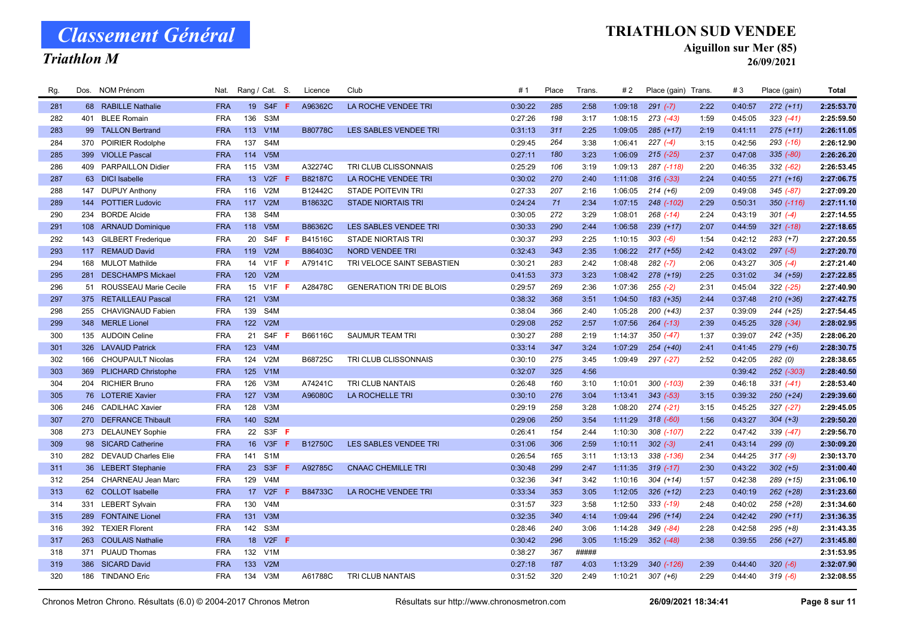# Classement Général

## Triathlon M

**TRIATHLON SUD VENDEE**
**Aiguillon sur Mer (85)**
**26/09/2021**

| Rg. | Dos. | NOM Prénom | Nat. | Rang / Cat. | | S. | Licence | Club | # 1 | Place | Trans. | # 2 | Place (gain) | Trans. | # 3 | Place (gain) | Total |
|---|---|---|---|---|---|---|---|---|---|---|---|---|---|---|---|---|---|
| 281 | 68 | RABILLE Nathalie | FRA | 19 | S4F | F | A96362C | LA ROCHE VENDEE TRI | 0:30:22 | 285 | 2:58 | 1:09:18 | 291 (-7) | 2:22 | 0:40:57 | 272 (+11) | 2:25:53.70 |
| 282 | 401 | BLEE Romain | FRA | 136 | S3M | | | | 0:27:26 | 198 | 3:17 | 1:08:15 | 273 (-43) | 1:59 | 0:45:05 | 323 (-41) | 2:25:59.50 |
| 283 | 99 | TALLON Bertrand | FRA | 113 | V1M | | B80778C | LES SABLES VENDEE TRI | 0:31:13 | 311 | 2:25 | 1:09:05 | 285 (+17) | 2:19 | 0:41:11 | 275 (+11) | 2:26:11.05 |
| 284 | 370 | POIRIER Rodolphe | FRA | 137 | S4M | | | | 0:29:45 | 264 | 3:38 | 1:06:41 | 227 (-4) | 3:15 | 0:42:56 | 293 (-16) | 2:26:12.90 |
| 285 | 399 | VIOLLE Pascal | FRA | 114 | V5M | | | | 0:27:11 | 180 | 3:23 | 1:06:09 | 215 (-25) | 2:37 | 0:47:08 | 335 (-80) | 2:26:26.20 |
| 286 | 409 | PARPAILLON Didier | FRA | 115 | V3M | | A32274C | TRI CLUB CLISSONNAIS | 0:25:29 | 106 | 3:19 | 1:09:13 | 287 (-118) | 2:20 | 0:46:35 | 332 (-62) | 2:26:53.45 |
| 287 | 63 | DICI Isabelle | FRA | 13 | V2F | F | B82187C | LA ROCHE VENDEE TRI | 0:30:02 | 270 | 2:40 | 1:11:08 | 316 (-33) | 2:24 | 0:40:55 | 271 (+16) | 2:27:06.75 |
| 288 | 147 | DUPUY Anthony | FRA | 116 | V2M | | B12442C | STADE POITEVIN TRI | 0:27:33 | 207 | 2:16 | 1:06:05 | 214 (+6) | 2:09 | 0:49:08 | 345 (-87) | 2:27:09.20 |
| 289 | 144 | POTTIER Ludovic | FRA | 117 | V2M | | B18632C | STADE NIORTAIS TRI | 0:24:24 | 71 | 2:34 | 1:07:15 | 248 (-102) | 2:29 | 0:50:31 | 350 (-116) | 2:27:11.10 |
| 290 | 234 | BORDE Alcide | FRA | 138 | S4M | | | | 0:30:05 | 272 | 3:29 | 1:08:01 | 268 (-14) | 2:24 | 0:43:19 | 301 (-4) | 2:27:14.55 |
| 291 | 108 | ARNAUD Dominique | FRA | 118 | V5M | | B86362C | LES SABLES VENDEE TRI | 0:30:33 | 290 | 2:44 | 1:06:58 | 239 (+17) | 2:07 | 0:44:59 | 321 (-18) | 2:27:18.65 |
| 292 | 143 | GILBERT Frederique | FRA | 20 | S4F | F | B41516C | STADE NIORTAIS TRI | 0:30:37 | 293 | 2:25 | 1:10:15 | 303 (-6) | 1:54 | 0:42:12 | 283 (+7) | 2:27:20.55 |
| 293 | 117 | REMAUD David | FRA | 119 | V2M | | B86403C | NORD VENDEE TRI | 0:32:43 | 343 | 2:35 | 1:06:22 | 217 (+55) | 2:42 | 0:43:02 | 297 (-5) | 2:27:20.70 |
| 294 | 168 | MULOT Mathilde | FRA | 14 | V1F | F | A79141C | TRI VELOCE SAINT SEBASTIEN | 0:30:21 | 283 | 2:42 | 1:08:48 | 282 (-7) | 2:06 | 0:43:27 | 305 (-4) | 2:27:21.40 |
| 295 | 281 | DESCHAMPS Mickael | FRA | 120 | V2M | | | | 0:41:53 | 373 | 3:23 | 1:08:42 | 278 (+19) | 2:25 | 0:31:02 | 34 (+59) | 2:27:22.85 |
| 296 | 51 | ROUSSEAU Marie Cecile | FRA | 15 | V1F | F | A28478C | GENERATION TRI DE BLOIS | 0:29:57 | 269 | 2:36 | 1:07:36 | 255 (-2) | 2:31 | 0:45:04 | 322 (-25) | 2:27:40.90 |
| 297 | 375 | RETAILLEAU Pascal | FRA | 121 | V3M | | | | 0:38:32 | 368 | 3:51 | 1:04:50 | 183 (+35) | 2:44 | 0:37:48 | 210 (+36) | 2:27:42.75 |
| 298 | 255 | CHAVIGNAUD Fabien | FRA | 139 | S4M | | | | 0:38:04 | 366 | 2:40 | 1:05:28 | 200 (+43) | 2:37 | 0:39:09 | 244 (+25) | 2:27:54.45 |
| 299 | 348 | MERLE Lionel | FRA | 122 | V2M | | | | 0:29:08 | 252 | 2:57 | 1:07:56 | 264 (-13) | 2:39 | 0:45:25 | 328 (-34) | 2:28:02.95 |
| 300 | 135 | AUDOIN Celine | FRA | 21 | S4F | F | B66116C | SAUMUR TEAM TRI | 0:30:27 | 288 | 2:19 | 1:14:37 | 350 (-47) | 1:37 | 0:39:07 | 242 (+35) | 2:28:06.20 |
| 301 | 326 | LAVAUD Patrick | FRA | 123 | V4M | | | | 0:33:14 | 347 | 3:24 | 1:07:29 | 254 (+40) | 2:41 | 0:41:45 | 279 (+6) | 2:28:30.75 |
| 302 | 166 | CHOUPAULT Nicolas | FRA | 124 | V2M | | B68725C | TRI CLUB CLISSONNAIS | 0:30:10 | 275 | 3:45 | 1:09:49 | 297 (-27) | 2:52 | 0:42:05 | 282 (0) | 2:28:38.65 |
| 303 | 369 | PLICHARD Christophe | FRA | 125 | V1M | | | | 0:32:07 | 325 | 4:56 | | | | 0:39:42 | 252 (-303) | 2:28:40.50 |
| 304 | 204 | RICHIER Bruno | FRA | 126 | V3M | | A74241C | TRI CLUB NANTAIS | 0:26:48 | 160 | 3:10 | 1:10:01 | 300 (-103) | 2:39 | 0:46:18 | 331 (-41) | 2:28:53.40 |
| 305 | 76 | LOTERIE Xavier | FRA | 127 | V3M | | A96080C | LA ROCHELLE TRI | 0:30:10 | 276 | 3:04 | 1:13:41 | 343 (-53) | 3:15 | 0:39:32 | 250 (+24) | 2:29:39.60 |
| 306 | 246 | CADILHAC Xavier | FRA | 128 | V3M | | | | 0:29:19 | 258 | 3:28 | 1:08:20 | 274 (-21) | 3:15 | 0:45:25 | 327 (-27) | 2:29:45.05 |
| 307 | 270 | DEFRANCE Thibault | FRA | 140 | S2M | | | | 0:29:06 | 250 | 3:54 | 1:11:29 | 318 (-60) | 1:56 | 0:43:27 | 304 (+3) | 2:29:50.20 |
| 308 | 273 | DELAUNEY Sophie | FRA | 22 | S3F | F | | | 0:26:41 | 154 | 2:44 | 1:10:30 | 308 (-107) | 2:22 | 0:47:42 | 339 (-47) | 2:29:56.70 |
| 309 | 98 | SICARD Catherine | FRA | 16 | V3F | F | B12750C | LES SABLES VENDEE TRI | 0:31:06 | 306 | 2:59 | 1:10:11 | 302 (-3) | 2:41 | 0:43:14 | 299 (0) | 2:30:09.20 |
| 310 | 282 | DEVAUD Charles Elie | FRA | 141 | S1M | | | | 0:26:54 | 165 | 3:11 | 1:13:13 | 338 (-136) | 2:34 | 0:44:25 | 317 (-9) | 2:30:13.70 |
| 311 | 36 | LEBERT Stephanie | FRA | 23 | S3F | F | A92785C | CNAAC CHEMILLE TRI | 0:30:48 | 299 | 2:47 | 1:11:35 | 319 (-17) | 2:30 | 0:43:22 | 302 (+5) | 2:31:00.40 |
| 312 | 254 | CHARNEAU Jean Marc | FRA | 129 | V4M | | | | 0:32:36 | 341 | 3:42 | 1:10:16 | 304 (+14) | 1:57 | 0:42:38 | 289 (+15) | 2:31:06.10 |
| 313 | 62 | COLLOT Isabelle | FRA | 17 | V2F | F | B84733C | LA ROCHE VENDEE TRI | 0:33:34 | 353 | 3:05 | 1:12:05 | 326 (+12) | 2:23 | 0:40:19 | 262 (+28) | 2:31:23.60 |
| 314 | 331 | LEBERT Sylvain | FRA | 130 | V4M | | | | 0:31:57 | 323 | 3:58 | 1:12:50 | 333 (-19) | 2:48 | 0:40:02 | 258 (+28) | 2:31:34.60 |
| 315 | 289 | FONTAINE Lionel | FRA | 131 | V3M | | | | 0:32:35 | 340 | 4:14 | 1:09:44 | 296 (+14) | 2:24 | 0:42:42 | 290 (+11) | 2:31:36.35 |
| 316 | 392 | TEXIER Florent | FRA | 142 | S3M | | | | 0:28:46 | 240 | 3:06 | 1:14:28 | 349 (-84) | 2:28 | 0:42:58 | 295 (+8) | 2:31:43.35 |
| 317 | 263 | COULAIS Nathalie | FRA | 18 | V2F | F | | | 0:30:42 | 296 | 3:05 | 1:15:29 | 352 (-48) | 2:38 | 0:39:55 | 256 (+27) | 2:31:45.80 |
| 318 | 371 | PUAUD Thomas | FRA | 132 | V1M | | | | 0:38:27 | 367 | ##### | | | | | | 2:31:53.95 |
| 319 | 386 | SICARD David | FRA | 133 | V2M | | | | 0:27:18 | 187 | 4:03 | 1:13:29 | 340 (-126) | 2:39 | 0:44:40 | 320 (-6) | 2:32:07.90 |
| 320 | 186 | TINDANO Eric | FRA | 134 | V3M | | A61788C | TRI CLUB NANTAIS | 0:31:52 | 320 | 2:49 | 1:10:21 | 307 (+6) | 2:29 | 0:44:40 | 319 (-6) | 2:32:08.55 |

Chronos Metron Chrono. Résultats (6.0) © 2004-2017 Chronos Metron — Résultats sur http://www.chronosmetron.com — 26/09/2021 18:34:41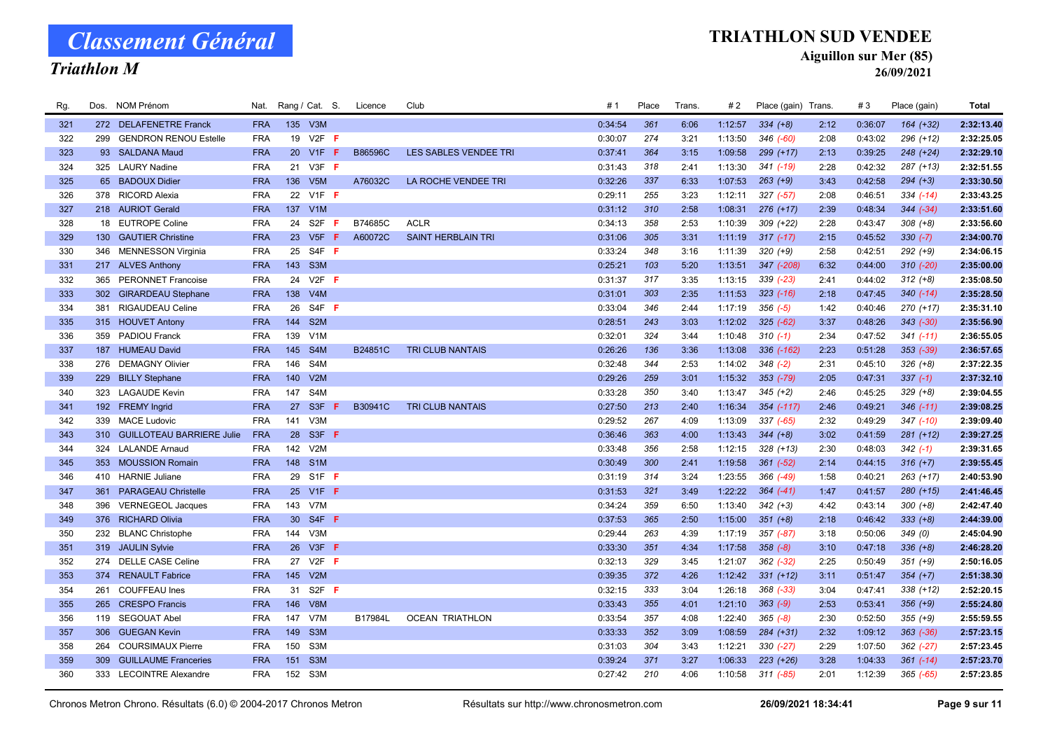# Classement Général

## Triathlon M

**TRIATHLON SUD VENDEE**
**Aiguillon sur Mer (85)**
**26/09/2021**

| Rg. | Dos. | NOM Prénom | Nat. | Rang / Cat. | S. | Licence | Club | # 1 | Place | Trans. | # 2 | Place (gain) | Trans. | # 3 | Place (gain) | Total |
|---|---|---|---|---|---|---|---|---|---|---|---|---|---|---|---|---|
| 321 | 272 | DELAFENETRE Franck | FRA | 135 V3M | | | | 0:34:54 | 361 | 6:06 | 1:12:57 | 334 (+8) | 2:12 | 0:36:07 | 164 (+32) | 2:32:13.40 |
| 322 | 299 | GENDRON RENOU Estelle | FRA | 19 V2F | F | | | 0:30:07 | 274 | 3:21 | 1:13:50 | 346 (-60) | 2:08 | 0:43:02 | 296 (+12) | 2:32:25.05 |
| 323 | 93 | SALDANA Maud | FRA | 20 V1F | F | B86596C | LES SABLES VENDEE TRI | 0:37:41 | 364 | 3:15 | 1:09:58 | 299 (+17) | 2:13 | 0:39:25 | 248 (+24) | 2:32:29.10 |
| 324 | 325 | LAURY Nadine | FRA | 21 V3F | F | | | 0:31:43 | 318 | 2:41 | 1:13:30 | 341 (-19) | 2:28 | 0:42:32 | 287 (+13) | 2:32:51.55 |
| 325 | 65 | BADOUX Didier | FRA | 136 V5M | | A76032C | LA ROCHE VENDEE TRI | 0:32:26 | 337 | 6:33 | 1:07:53 | 263 (+9) | 3:43 | 0:42:58 | 294 (+3) | 2:33:30.50 |
| 326 | 378 | RICORD Alexia | FRA | 22 V1F | F | | | 0:29:11 | 255 | 3:23 | 1:12:11 | 327 (-57) | 2:08 | 0:46:51 | 334 (-14) | 2:33:43.25 |
| 327 | 218 | AURIOT Gerald | FRA | 137 V1M | | | | 0:31:12 | 310 | 2:58 | 1:08:31 | 276 (+17) | 2:39 | 0:48:34 | 344 (-34) | 2:33:51.60 |
| 328 | 18 | EUTROPE Coline | FRA | 24 S2F | F | B74685C | ACLR | 0:34:13 | 358 | 2:53 | 1:10:39 | 309 (+22) | 2:28 | 0:43:47 | 308 (+8) | 2:33:56.60 |
| 329 | 130 | GAUTIER Christine | FRA | 23 V5F | F | A60072C | SAINT HERBLAIN TRI | 0:31:06 | 305 | 3:31 | 1:11:19 | 317 (-17) | 2:15 | 0:45:52 | 330 (-7) | 2:34:00.70 |
| 330 | 346 | MENNESSON Virginia | FRA | 25 S4F | F | | | 0:33:24 | 348 | 3:16 | 1:11:39 | 320 (+9) | 2:58 | 0:42:51 | 292 (+9) | 2:34:06.15 |
| 331 | 217 | ALVES Anthony | FRA | 143 S3M | | | | 0:25:21 | 103 | 5:20 | 1:13:51 | 347 (-208) | 6:32 | 0:44:00 | 310 (-20) | 2:35:00.00 |
| 332 | 365 | PERONNET Francoise | FRA | 24 V2F | F | | | 0:31:37 | 317 | 3:35 | 1:13:15 | 339 (-23) | 2:41 | 0:44:02 | 312 (+8) | 2:35:08.50 |
| 333 | 302 | GIRARDEAU Stephane | FRA | 138 V4M | | | | 0:31:01 | 303 | 2:35 | 1:11:53 | 323 (-16) | 2:18 | 0:47:45 | 340 (-14) | 2:35:28.50 |
| 334 | 381 | RIGAUDEAU Celine | FRA | 26 S4F | F | | | 0:33:04 | 346 | 2:44 | 1:17:19 | 356 (-5) | 1:42 | 0:40:46 | 270 (+17) | 2:35:31.10 |
| 335 | 315 | HOUVET Antony | FRA | 144 S2M | | | | 0:28:51 | 243 | 3:03 | 1:12:02 | 325 (-62) | 3:37 | 0:48:26 | 343 (-30) | 2:35:56.90 |
| 336 | 359 | PADIOU Franck | FRA | 139 V1M | | | | 0:32:01 | 324 | 3:44 | 1:10:48 | 310 (-1) | 2:34 | 0:47:52 | 341 (-11) | 2:36:55.05 |
| 337 | 187 | HUMEAU David | FRA | 145 S4M | | B24851C | TRI CLUB NANTAIS | 0:26:26 | 136 | 3:36 | 1:13:08 | 336 (-162) | 2:23 | 0:51:28 | 353 (-39) | 2:36:57.65 |
| 338 | 276 | DEMAGNY Olivier | FRA | 146 S4M | | | | 0:32:48 | 344 | 2:53 | 1:14:02 | 348 (-2) | 2:31 | 0:45:10 | 326 (+8) | 2:37:22.35 |
| 339 | 229 | BILLY Stephane | FRA | 140 V2M | | | | 0:29:26 | 259 | 3:01 | 1:15:32 | 353 (-79) | 2:05 | 0:47:31 | 337 (-1) | 2:37:32.10 |
| 340 | 323 | LAGAUDE Kevin | FRA | 147 S4M | | | | 0:33:28 | 350 | 3:40 | 1:13:47 | 345 (+2) | 2:46 | 0:45:25 | 329 (+8) | 2:39:04.55 |
| 341 | 192 | FREMY Ingrid | FRA | 27 S3F | F | B30941C | TRI CLUB NANTAIS | 0:27:50 | 213 | 2:40 | 1:16:34 | 354 (-117) | 2:46 | 0:49:21 | 346 (-11) | 2:39:08.25 |
| 342 | 339 | MACE Ludovic | FRA | 141 V3M | | | | 0:29:52 | 267 | 4:09 | 1:13:09 | 337 (-65) | 2:32 | 0:49:29 | 347 (-10) | 2:39:09.40 |
| 343 | 310 | GUILLOTEAU BARRIERE Julie | FRA | 28 S3F | F | | | 0:36:46 | 363 | 4:00 | 1:13:43 | 344 (+8) | 3:02 | 0:41:59 | 281 (+12) | 2:39:27.25 |
| 344 | 324 | LALANDE Arnaud | FRA | 142 V2M | | | | 0:33:48 | 356 | 2:58 | 1:12:15 | 328 (+13) | 2:30 | 0:48:03 | 342 (-1) | 2:39:31.65 |
| 345 | 353 | MOUSSION Romain | FRA | 148 S1M | | | | 0:30:49 | 300 | 2:41 | 1:19:58 | 361 (-52) | 2:14 | 0:44:15 | 316 (+7) | 2:39:55.45 |
| 346 | 410 | HARNIE Juliane | FRA | 29 S1F | F | | | 0:31:19 | 314 | 3:24 | 1:23:55 | 366 (-49) | 1:58 | 0:40:21 | 263 (+17) | 2:40:53.90 |
| 347 | 361 | PARAGEAU Christelle | FRA | 25 V1F | F | | | 0:31:53 | 321 | 3:49 | 1:22:22 | 364 (-41) | 1:47 | 0:41:57 | 280 (+15) | 2:41:46.45 |
| 348 | 396 | VERNEGEOL Jacques | FRA | 143 V7M | | | | 0:34:24 | 359 | 6:50 | 1:13:40 | 342 (+3) | 4:42 | 0:43:14 | 300 (+8) | 2:42:47.40 |
| 349 | 376 | RICHARD Olivia | FRA | 30 S4F | F | | | 0:37:53 | 365 | 2:50 | 1:15:00 | 351 (+8) | 2:18 | 0:46:42 | 333 (+8) | 2:44:39.00 |
| 350 | 232 | BLANC Christophe | FRA | 144 V3M | | | | 0:29:44 | 263 | 4:39 | 1:17:19 | 357 (-87) | 3:18 | 0:50:06 | 349 (0) | 2:45:04.90 |
| 351 | 319 | JAULIN Sylvie | FRA | 26 V3F | F | | | 0:33:30 | 351 | 4:34 | 1:17:58 | 358 (-8) | 3:10 | 0:47:18 | 336 (+8) | 2:46:28.20 |
| 352 | 274 | DELLE CASE Celine | FRA | 27 V2F | F | | | 0:32:13 | 329 | 3:45 | 1:21:07 | 362 (-32) | 2:25 | 0:50:49 | 351 (+9) | 2:50:16.05 |
| 353 | 374 | RENAULT Fabrice | FRA | 145 V2M | | | | 0:39:35 | 372 | 4:26 | 1:12:42 | 331 (+12) | 3:11 | 0:51:47 | 354 (+7) | 2:51:38.30 |
| 354 | 261 | COUFFEAU Ines | FRA | 31 S2F | F | | | 0:32:15 | 333 | 3:04 | 1:26:18 | 368 (-33) | 3:04 | 0:47:41 | 338 (+12) | 2:52:20.15 |
| 355 | 265 | CRESPO Francis | FRA | 146 V8M | | | | 0:33:43 | 355 | 4:01 | 1:21:10 | 363 (-9) | 2:53 | 0:53:41 | 356 (+9) | 2:55:24.80 |
| 356 | 119 | SEGOUAT Abel | FRA | 147 V7M | | B17984L | OCEAN TRIATHLON | 0:33:54 | 357 | 4:08 | 1:22:40 | 365 (-8) | 2:30 | 0:52:50 | 355 (+9) | 2:55:59.55 |
| 357 | 306 | GUEGAN Kevin | FRA | 149 S3M | | | | 0:33:33 | 352 | 3:09 | 1:08:59 | 284 (+31) | 2:32 | 1:09:12 | 363 (-36) | 2:57:23.15 |
| 358 | 264 | COURSIMAUX Pierre | FRA | 150 S3M | | | | 0:31:03 | 304 | 3:43 | 1:12:21 | 330 (-27) | 2:29 | 1:07:50 | 362 (-27) | 2:57:23.45 |
| 359 | 309 | GUILLAUME Franceries | FRA | 151 S3M | | | | 0:39:24 | 371 | 3:27 | 1:06:33 | 223 (+26) | 3:28 | 1:04:33 | 361 (-14) | 2:57:23.70 |
| 360 | 333 | LECOINTRE Alexandre | FRA | 152 S3M | | | | 0:27:42 | 210 | 4:06 | 1:10:58 | 311 (-85) | 2:01 | 1:12:39 | 365 (-65) | 2:57:23.85 |

Chronos Metron Chrono. Résultats (6.0) © 2004-2017 Chronos Metron — Résultats sur http://www.chronosmetron.com — 26/09/2021 18:34:41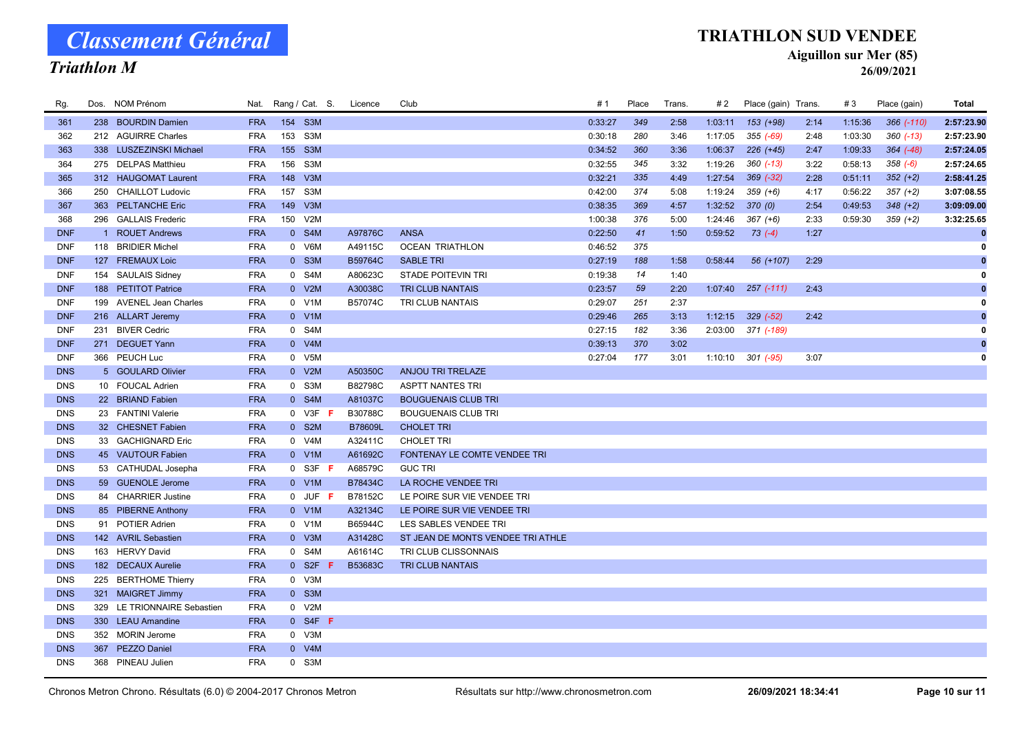# Classement Général

## Triathlon M

## TRIATHLON SUD VENDEE

### Aiguillon sur Mer (85)

### 26/09/2021

| Rg. | Dos. | NOM Prénom | Nat. | Rang / Cat. | | S. | Licence | Club | # 1 | Place | Trans. | # 2 | Place (gain) | Trans. | # 3 | Place (gain) | Total |
|---|---|---|---|---|---|---|---|---|---|---|---|---|---|---|---|---|---|
| 361 | 238 | BOURDIN Damien | FRA | 154 | S3M | | | | 0:33:27 | 349 | 2:58 | 1:03:11 | 153 (+98) | 2:14 | 1:15:36 | 366 (-110) | 2:57:23.90 |
| 362 | 212 | AGUIRRE Charles | FRA | 153 | S3M | | | | 0:30:18 | 280 | 3:46 | 1:17:05 | 355 (-69) | 2:48 | 1:03:30 | 360 (-13) | 2:57:23.90 |
| 363 | 338 | LUSZEZINSKI Michael | FRA | 155 | S3M | | | | 0:34:52 | 360 | 3:36 | 1:06:37 | 226 (+45) | 2:47 | 1:09:33 | 364 (-48) | 2:57:24.05 |
| 364 | 275 | DELPAS Matthieu | FRA | 156 | S3M | | | | 0:32:55 | 345 | 3:32 | 1:19:26 | 360 (-13) | 3:22 | 0:58:13 | 358 (-6) | 2:57:24.65 |
| 365 | 312 | HAUGOMAT Laurent | FRA | 148 | V3M | | | | 0:32:21 | 335 | 4:49 | 1:27:54 | 369 (-32) | 2:28 | 0:51:11 | 352 (+2) | 2:58:41.25 |
| 366 | 250 | CHAILLOT Ludovic | FRA | 157 | S3M | | | | 0:42:00 | 374 | 5:08 | 1:19:24 | 359 (+6) | 4:17 | 0:56:22 | 357 (+2) | 3:07:08.55 |
| 367 | 363 | PELTANCHE Eric | FRA | 149 | V3M | | | | 0:38:35 | 369 | 4:57 | 1:32:52 | 370 (0) | 2:54 | 0:49:53 | 348 (+2) | 3:09:09.00 |
| 368 | 296 | GALLAIS Frederic | FRA | 150 | V2M | | | | 1:00:38 | 376 | 5:00 | 1:24:46 | 367 (+6) | 2:33 | 0:59:30 | 359 (+2) | 3:32:25.65 |
| DNF | 1 | ROUET Andrews | FRA | 0 | S4M | | A97876C | ANSA | 0:22:50 | 41 | 1:50 | 0:59:52 | 73 (-4) | 1:27 | | | 0 |
| DNF | 118 | BRIDIER Michel | FRA | 0 | V6M | | A49115C | OCEAN TRIATHLON | 0:46:52 | 375 | | | | | | | 0 |
| DNF | 127 | FREMAUX Loic | FRA | 0 | S3M | | B59764C | SABLE TRI | 0:27:19 | 188 | 1:58 | 0:58:44 | 56 (+107) | 2:29 | | | 0 |
| DNF | 154 | SAULAIS Sidney | FRA | 0 | S4M | | A80623C | STADE POITEVIN TRI | 0:19:38 | 14 | 1:40 | | | | | | 0 |
| DNF | 188 | PETITOT Patrice | FRA | 0 | V2M | | A30038C | TRI CLUB NANTAIS | 0:23:57 | 59 | 2:20 | 1:07:40 | 257 (-111) | 2:43 | | | 0 |
| DNF | 199 | AVENEL Jean Charles | FRA | 0 | V1M | | B57074C | TRI CLUB NANTAIS | 0:29:07 | 251 | 2:37 | | | | | | 0 |
| DNF | 216 | ALLART Jeremy | FRA | 0 | V1M | | | | 0:29:46 | 265 | 3:13 | 1:12:15 | 329 (-52) | 2:42 | | | 0 |
| DNF | 231 | BIVER Cedric | FRA | 0 | S4M | | | | 0:27:15 | 182 | 3:36 | 2:03:00 | 371 (-189) | | | | 0 |
| DNF | 271 | DEGUET Yann | FRA | 0 | V4M | | | | 0:39:13 | 370 | 3:02 | | | | | | 0 |
| DNF | 366 | PEUCH Luc | FRA | 0 | V5M | | | | 0:27:04 | 177 | 3:01 | 1:10:10 | 301 (-95) | 3:07 | | | 0 |
| DNS | 5 | GOULARD Olivier | FRA | 0 | V2M | | A50350C | ANJOU TRI TRELAZE | | | | | | | | | |
| DNS | 10 | FOUCAL Adrien | FRA | 0 | S3M | | B82798C | ASPTT NANTES TRI | | | | | | | | | |
| DNS | 22 | BRIAND Fabien | FRA | 0 | S4M | | A81037C | BOUGUENAIS CLUB TRI | | | | | | | | | |
| DNS | 23 | FANTINI Valerie | FRA | 0 | V3F | F | B30788C | BOUGUENAIS CLUB TRI | | | | | | | | | |
| DNS | 32 | CHESNET Fabien | FRA | 0 | S2M | | B78609L | CHOLET TRI | | | | | | | | | |
| DNS | 33 | GACHIGNARD Eric | FRA | 0 | V4M | | A32411C | CHOLET TRI | | | | | | | | | |
| DNS | 45 | VAUTOUR Fabien | FRA | 0 | V1M | | A61692C | FONTENAY LE COMTE VENDEE TRI | | | | | | | | | |
| DNS | 53 | CATHUDAL Josepha | FRA | 0 | S3F | F | A68579C | GUC TRI | | | | | | | | | |
| DNS | 59 | GUENOLE Jerome | FRA | 0 | V1M | | B78434C | LA ROCHE VENDEE TRI | | | | | | | | | |
| DNS | 84 | CHARRIER Justine | FRA | 0 | JUF | F | B78152C | LE POIRE SUR VIE VENDEE TRI | | | | | | | | | |
| DNS | 85 | PIBERNE Anthony | FRA | 0 | V1M | | A32134C | LE POIRE SUR VIE VENDEE TRI | | | | | | | | | |
| DNS | 91 | POTIER Adrien | FRA | 0 | V1M | | B65944C | LES SABLES VENDEE TRI | | | | | | | | | |
| DNS | 142 | AVRIL Sebastien | FRA | 0 | V3M | | A31428C | ST JEAN DE MONTS VENDEE TRI ATHLE | | | | | | | | | |
| DNS | 163 | HERVY David | FRA | 0 | S4M | | A61614C | TRI CLUB CLISSONNAIS | | | | | | | | | |
| DNS | 182 | DECAUX Aurelie | FRA | 0 | S2F | F | B53683C | TRI CLUB NANTAIS | | | | | | | | | |
| DNS | 225 | BERTHOME Thierry | FRA | 0 | V3M | | | | | | | | | | | | |
| DNS | 321 | MAIGRET Jimmy | FRA | 0 | S3M | | | | | | | | | | | | |
| DNS | 329 | LE TRIONNAIRE Sebastien | FRA | 0 | V2M | | | | | | | | | | | | |
| DNS | 330 | LEAU Amandine | FRA | 0 | S4F | F | | | | | | | | | | | |
| DNS | 352 | MORIN Jerome | FRA | 0 | V3M | | | | | | | | | | | | |
| DNS | 367 | PEZZO Daniel | FRA | 0 | V4M | | | | | | | | | | | | |
| DNS | 368 | PINEAU Julien | FRA | 0 | S3M | | | | | | | | | | | | |

Chronos Metron Chrono. Résultats (6.0) © 2004-2017 Chronos Metron — Résultats sur http://www.chronosmetron.com — 26/09/2021 18:34:41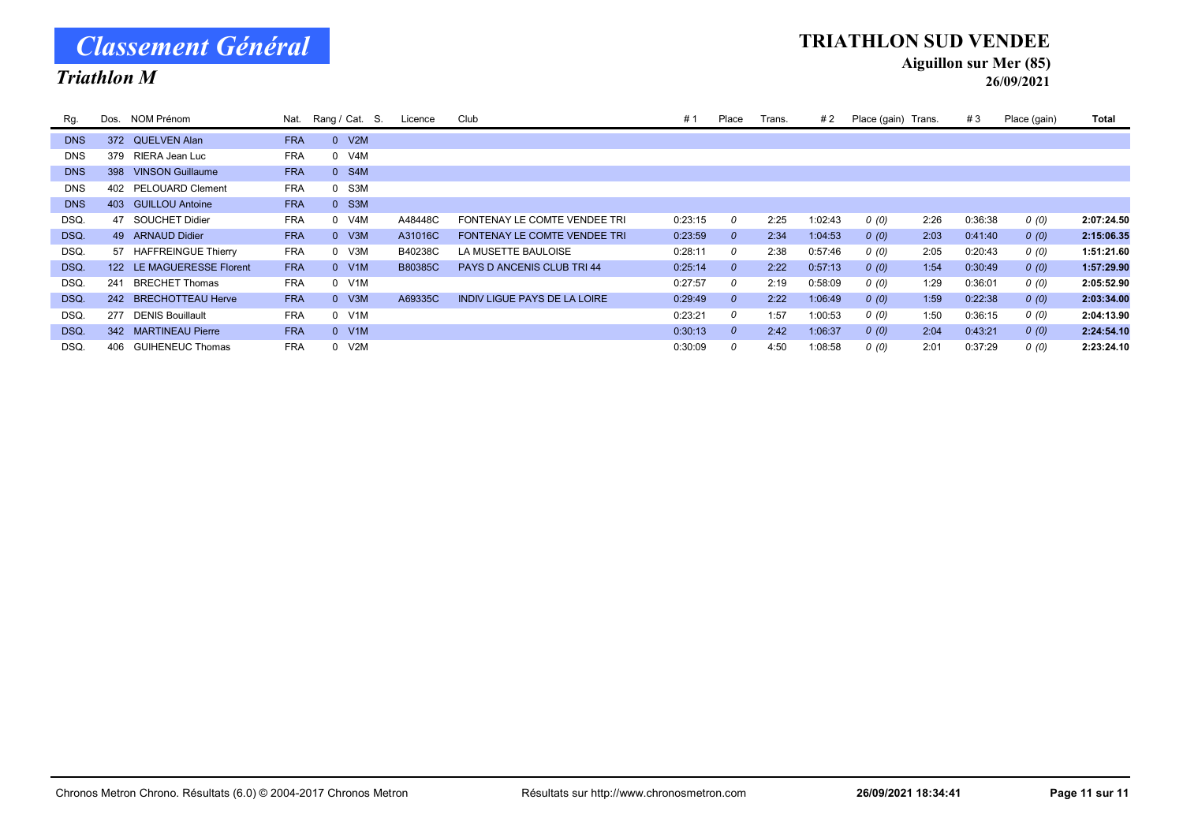# Classement Général

## Triathlon M

**TRIATHLON SUD VENDEE**

**Aiguillon sur Mer (85)**

**26/09/2021**

| Rg. | Dos. | NOM Prénom | Nat. | Rang / Cat. | S. | Licence | Club | # 1 | Place | Trans. | # 2 | Place (gain) | Trans. | # 3 | Place (gain) | Total |
|---|---|---|---|---|---|---|---|---|---|---|---|---|---|---|---|---|
| DNS | 372 | QUELVEN Alan | FRA | 0 V2M | | | | | | | | | | | | |
| DNS | 379 | RIERA Jean Luc | FRA | 0 V4M | | | | | | | | | | | | |
| DNS | 398 | VINSON Guillaume | FRA | 0 S4M | | | | | | | | | | | | |
| DNS | 402 | PELOUARD Clement | FRA | 0 S3M | | | | | | | | | | | | |
| DNS | 403 | GUILLOU Antoine | FRA | 0 S3M | | | | | | | | | | | | |
| DSQ. | 47 | SOUCHET Didier | FRA | 0 V4M | | A48448C | FONTENAY LE COMTE VENDEE TRI | 0:23:15 | 0 | 2:25 | 1:02:43 | 0 (0) | 2:26 | 0:36:38 | 0 (0) | 2:07:24.50 |
| DSQ. | 49 | ARNAUD Didier | FRA | 0 V3M | | A31016C | FONTENAY LE COMTE VENDEE TRI | 0:23:59 | 0 | 2:34 | 1:04:53 | 0 (0) | 2:03 | 0:41:40 | 0 (0) | 2:15:06.35 |
| DSQ. | 57 | HAFFREINGUE Thierry | FRA | 0 V3M | | B40238C | LA MUSETTE BAULOISE | 0:28:11 | 0 | 2:38 | 0:57:46 | 0 (0) | 2:05 | 0:20:43 | 0 (0) | 1:51:21.60 |
| DSQ. | 122 | LE MAGUERESSE Florent | FRA | 0 V1M | | B80385C | PAYS D ANCENIS CLUB TRI 44 | 0:25:14 | 0 | 2:22 | 0:57:13 | 0 (0) | 1:54 | 0:30:49 | 0 (0) | 1:57:29.90 |
| DSQ. | 241 | BRECHET Thomas | FRA | 0 V1M | | | | 0:27:57 | 0 | 2:19 | 0:58:09 | 0 (0) | 1:29 | 0:36:01 | 0 (0) | 2:05:52.90 |
| DSQ. | 242 | BRECHOTTEAU Herve | FRA | 0 V3M | | A69335C | INDIV LIGUE PAYS DE LA LOIRE | 0:29:49 | 0 | 2:22 | 1:06:49 | 0 (0) | 1:59 | 0:22:38 | 0 (0) | 2:03:34.00 |
| DSQ. | 277 | DENIS Bouillault | FRA | 0 V1M | | | | 0:23:21 | 0 | 1:57 | 1:00:53 | 0 (0) | 1:50 | 0:36:15 | 0 (0) | 2:04:13.90 |
| DSQ. | 342 | MARTINEAU Pierre | FRA | 0 V1M | | | | 0:30:13 | 0 | 2:42 | 1:06:37 | 0 (0) | 2:04 | 0:43:21 | 0 (0) | 2:24:54.10 |
| DSQ. | 406 | GUIHENEUC Thomas | FRA | 0 V2M | | | | 0:30:09 | 0 | 4:50 | 1:08:58 | 0 (0) | 2:01 | 0:37:29 | 0 (0) | 2:23:24.10 |

Chronos Metron Chrono. Résultats (6.0) © 2004-2017 Chronos Metron — Résultats sur http://www.chronosmetron.com — 26/09/2021 18:34:41